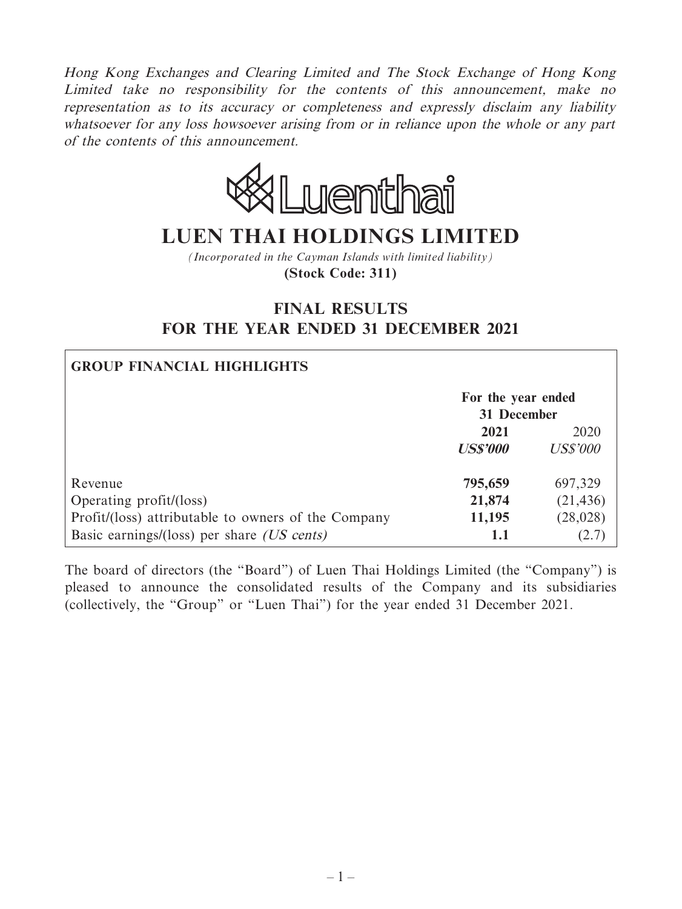*Hong Kong Exchanges and Clearing Limited and The Stock Exchange of Hong Kong Limited take no responsibility for the contents of this announcement, make no representation as to its accuracy or completeness and expressly disclaim any liability whatsoever for any loss howsoever arising from or in reliance upon the whole or any part of the contents of this announcement.*

Luenthai

# LUEN THAI HOLDINGS LIMITED

*(Incorporated in the Cayman Islands with limited liability)*

**(Stock Code: 311)**

## FINAL RESULTS
## FOR THE YEAR ENDED 31 DECEMBER 2021

**GROUP FINANCIAL HIGHLIGHTS**

| | For the year ended 31 December | |
|---|---|---|
| | **2021** | 2020 |
| | ***US$'000*** | *US$'000* |
| Revenue | **795,659** | 697,329 |
| Operating profit/(loss) | **21,874** | (21,436) |
| Profit/(loss) attributable to owners of the Company | **11,195** | (28,028) |
| Basic earnings/(loss) per share *(US cents)* | **1.1** | (2.7) |

The board of directors (the "Board") of Luen Thai Holdings Limited (the "Company") is pleased to announce the consolidated results of the Company and its subsidiaries (collectively, the "Group" or "Luen Thai") for the year ended 31 December 2021.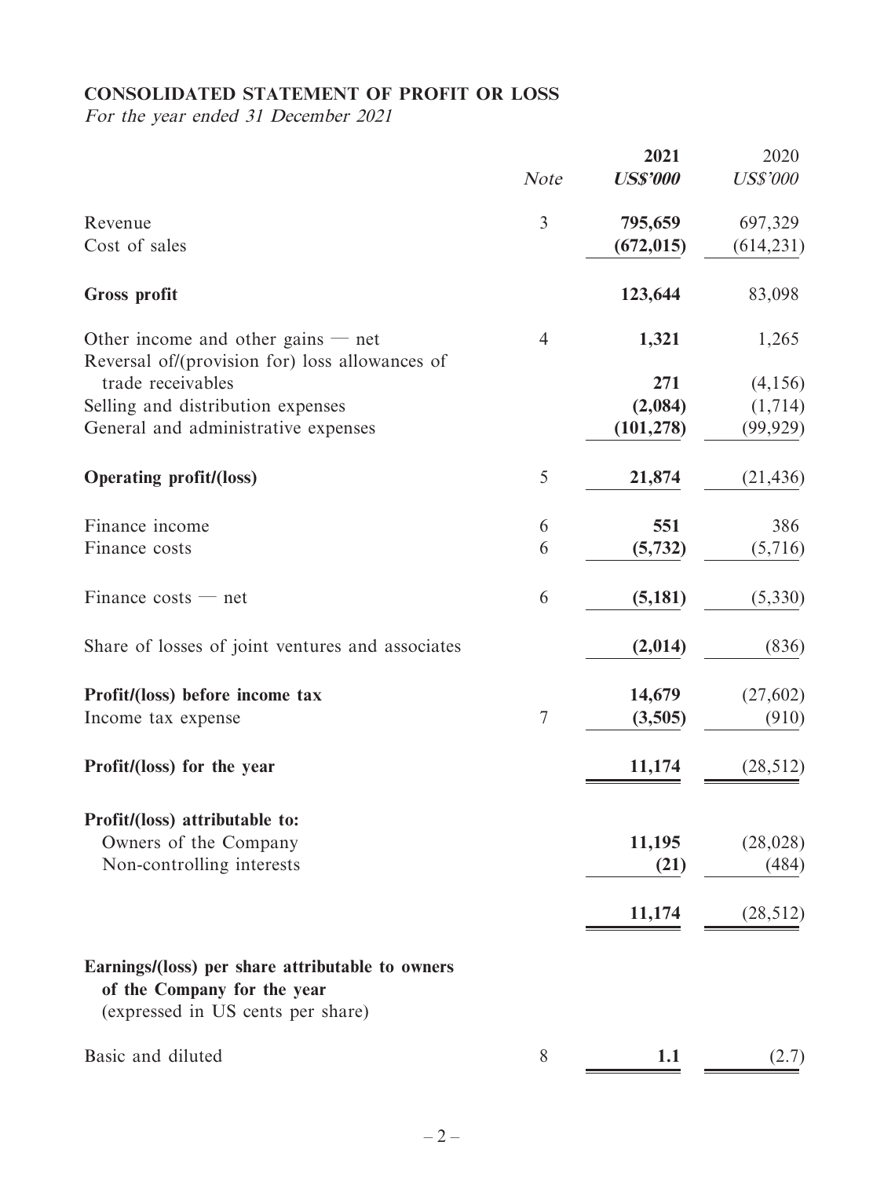## CONSOLIDATED STATEMENT OF PROFIT OR LOSS

*For the year ended 31 December 2021*

| | *Note* | **2021** | 2020 |
|---|---|---|---|
| | | ***US$'000*** | *US$'000* |
| Revenue | 3 | **795,659** | 697,329 |
| Cost of sales | | **(672,015)** | (614,231) |
| **Gross profit** | | **123,644** | 83,098 |
| Other income and other gains — net | 4 | **1,321** | 1,265 |
| Reversal of/(provision for) loss allowances of trade receivables | | **271** | (4,156) |
| Selling and distribution expenses | | **(2,084)** | (1,714) |
| General and administrative expenses | | **(101,278)** | (99,929) |
| **Operating profit/(loss)** | 5 | **21,874** | (21,436) |
| Finance income | 6 | **551** | 386 |
| Finance costs | 6 | **(5,732)** | (5,716) |
| Finance costs — net | 6 | **(5,181)** | (5,330) |
| Share of losses of joint ventures and associates | | **(2,014)** | (836) |
| **Profit/(loss) before income tax** | | **14,679** | (27,602) |
| Income tax expense | 7 | **(3,505)** | (910) |
| **Profit/(loss) for the year** | | **11,174** | (28,512) |
| **Profit/(loss) attributable to:** | | | |
| Owners of the Company | | **11,195** | (28,028) |
| Non-controlling interests | | **(21)** | (484) |
| | | **11,174** | (28,512) |
| **Earnings/(loss) per share attributable to owners of the Company for the year** (expressed in US cents per share) | | | |
| Basic and diluted | 8 | **1.1** | (2.7) |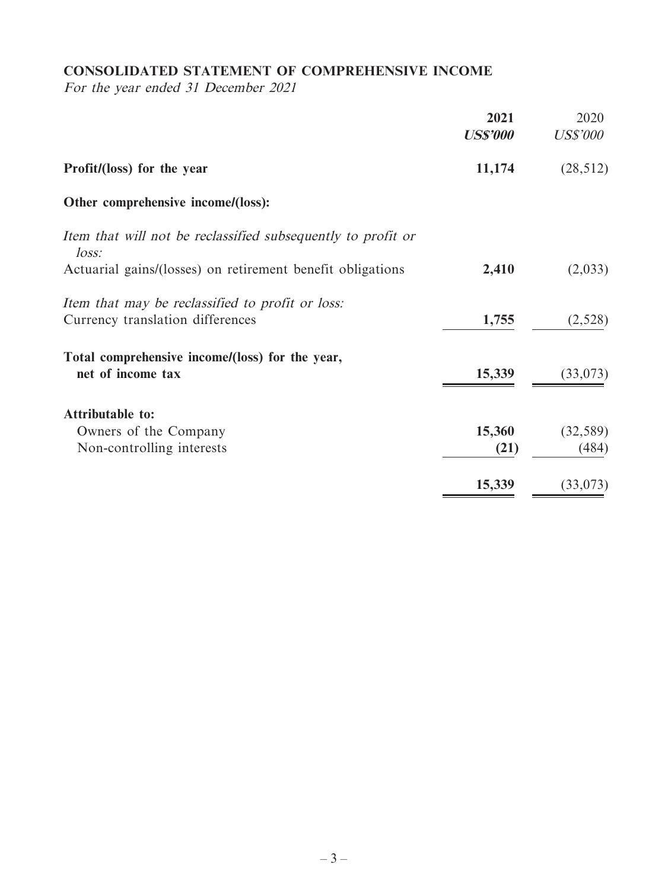## CONSOLIDATED STATEMENT OF COMPREHENSIVE INCOME

*For the year ended 31 December 2021*

| | **2021** | 2020 |
|---|---|---|
| | ***US$'000*** | *US$'000* |
| **Profit/(loss) for the year** | **11,174** | (28,512) |
| **Other comprehensive income/(loss):** | | |
| *Item that will not be reclassified subsequently to profit or loss:* | | |
| Actuarial gains/(losses) on retirement benefit obligations | **2,410** | (2,033) |
| *Item that may be reclassified to profit or loss:* | | |
| Currency translation differences | **1,755** | (2,528) |
| **Total comprehensive income/(loss) for the year, net of income tax** | **15,339** | (33,073) |
| **Attributable to:** | | |
| Owners of the Company | **15,360** | (32,589) |
| Non-controlling interests | **(21)** | (484) |
| | **15,339** | (33,073) |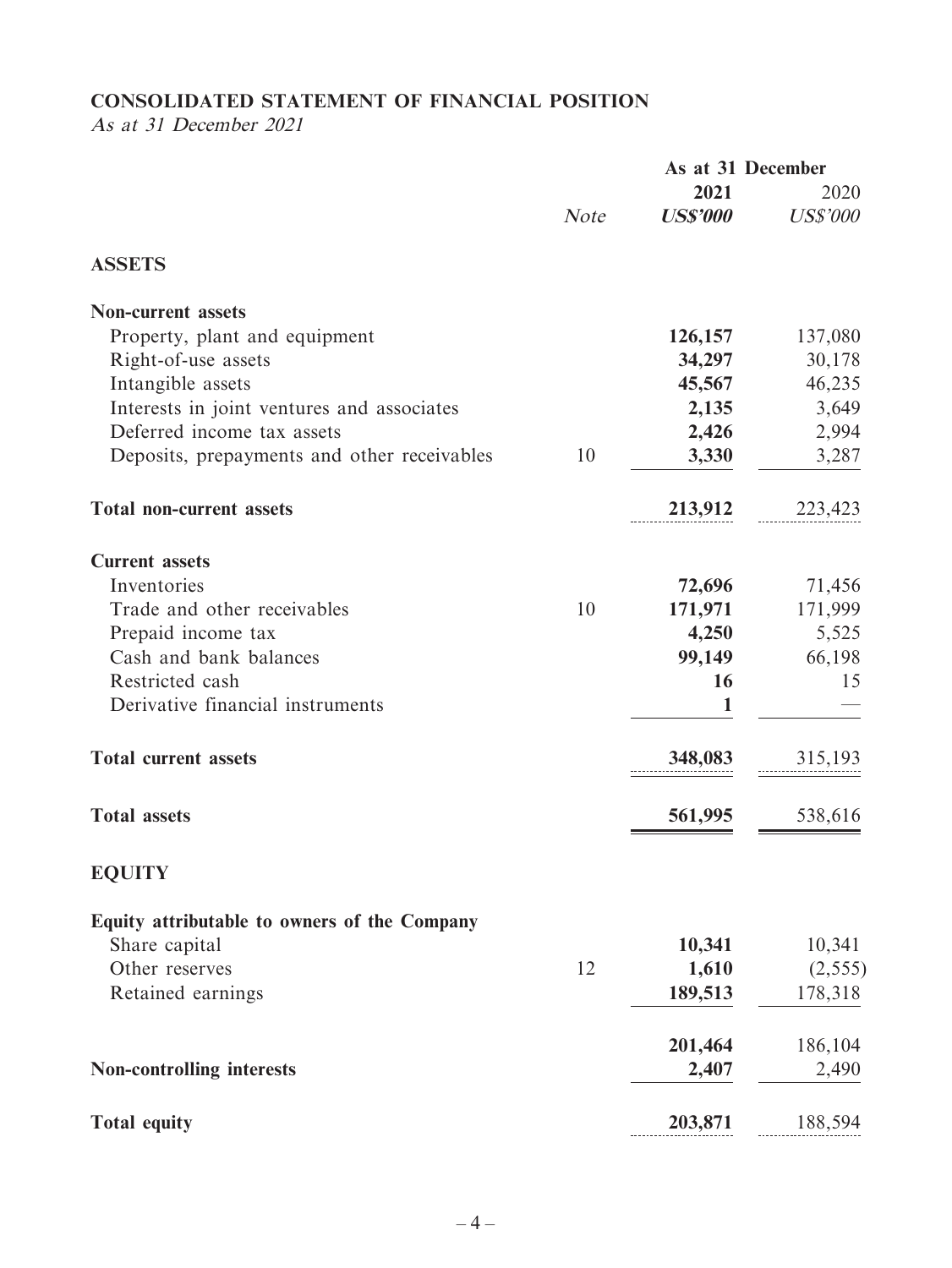## CONSOLIDATED STATEMENT OF FINANCIAL POSITION

*As at 31 December 2021*

| | Note | As at 31 December 2021 US$'000 | 2020 US$'000 |
|---|---|---|---|
| **ASSETS** | | | |
| **Non-current assets** | | | |
| Property, plant and equipment | | **126,157** | 137,080 |
| Right-of-use assets | | **34,297** | 30,178 |
| Intangible assets | | **45,567** | 46,235 |
| Interests in joint ventures and associates | | **2,135** | 3,649 |
| Deferred income tax assets | | **2,426** | 2,994 |
| Deposits, prepayments and other receivables | 10 | **3,330** | 3,287 |
| **Total non-current assets** | | **213,912** | 223,423 |
| **Current assets** | | | |
| Inventories | | **72,696** | 71,456 |
| Trade and other receivables | 10 | **171,971** | 171,999 |
| Prepaid income tax | | **4,250** | 5,525 |
| Cash and bank balances | | **99,149** | 66,198 |
| Restricted cash | | **16** | 15 |
| Derivative financial instruments | | **1** | — |
| **Total current assets** | | **348,083** | 315,193 |
| **Total assets** | | **561,995** | 538,616 |
| **EQUITY** | | | |
| **Equity attributable to owners of the Company** | | | |
| Share capital | | **10,341** | 10,341 |
| Other reserves | 12 | **1,610** | (2,555) |
| Retained earnings | | **189,513** | 178,318 |
| | | **201,464** | 186,104 |
| **Non-controlling interests** | | **2,407** | 2,490 |
| **Total equity** | | **203,871** | 188,594 |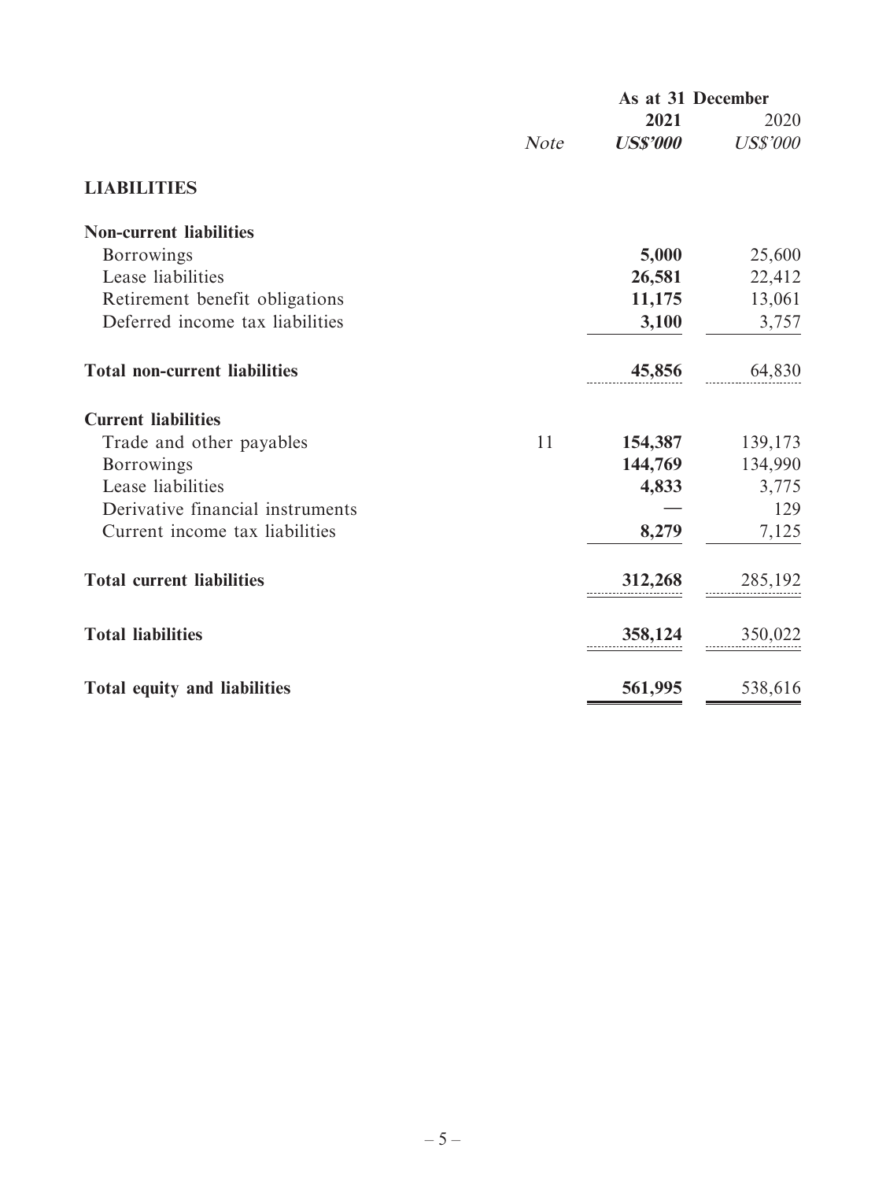| | Note | As at 31 December 2021 US$'000 | 2020 US$'000 |
|---|---|---|---|
| **LIABILITIES** | | | |
| **Non-current liabilities** | | | |
| Borrowings | | **5,000** | 25,600 |
| Lease liabilities | | **26,581** | 22,412 |
| Retirement benefit obligations | | **11,175** | 13,061 |
| Deferred income tax liabilities | | **3,100** | 3,757 |
| **Total non-current liabilities** | | **45,856** | 64,830 |
| **Current liabilities** | | | |
| Trade and other payables | 11 | **154,387** | 139,173 |
| Borrowings | | **144,769** | 134,990 |
| Lease liabilities | | **4,833** | 3,775 |
| Derivative financial instruments | | **—** | 129 |
| Current income tax liabilities | | **8,279** | 7,125 |
| **Total current liabilities** | | **312,268** | 285,192 |
| **Total liabilities** | | **358,124** | 350,022 |
| **Total equity and liabilities** | | **561,995** | 538,616 |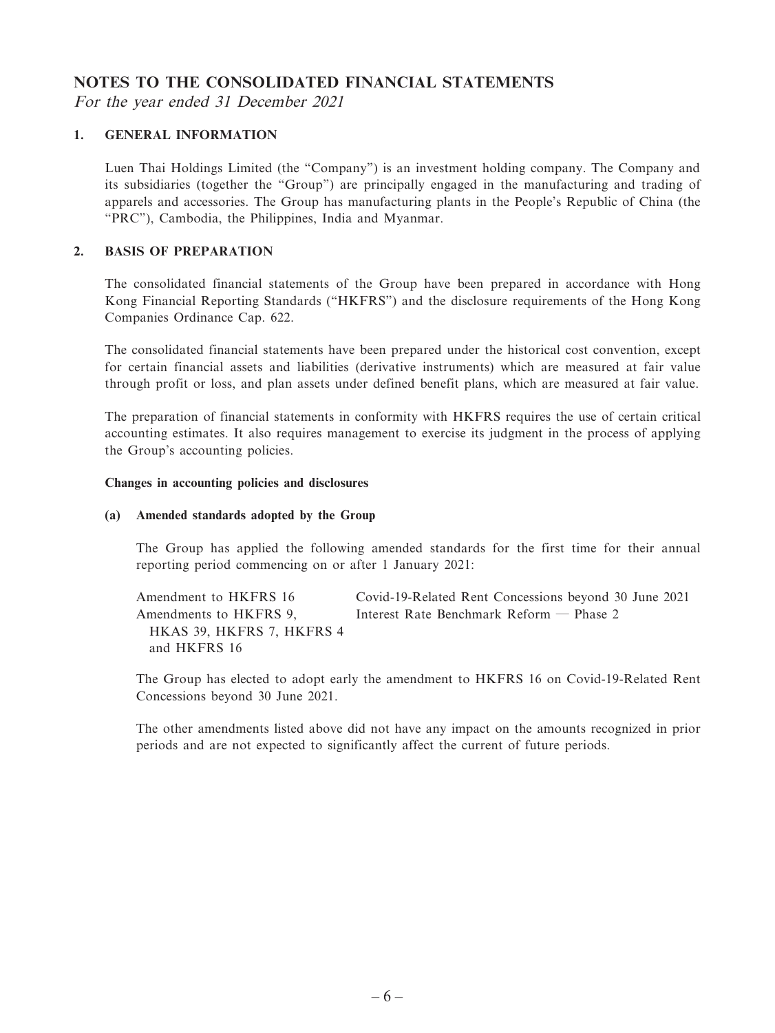# NOTES TO THE CONSOLIDATED FINANCIAL STATEMENTS

*For the year ended 31 December 2021*

## 1. GENERAL INFORMATION

Luen Thai Holdings Limited (the "Company") is an investment holding company. The Company and its subsidiaries (together the "Group") are principally engaged in the manufacturing and trading of apparels and accessories. The Group has manufacturing plants in the People's Republic of China (the "PRC"), Cambodia, the Philippines, India and Myanmar.

## 2. BASIS OF PREPARATION

The consolidated financial statements of the Group have been prepared in accordance with Hong Kong Financial Reporting Standards ("HKFRS") and the disclosure requirements of the Hong Kong Companies Ordinance Cap. 622.

The consolidated financial statements have been prepared under the historical cost convention, except for certain financial assets and liabilities (derivative instruments) which are measured at fair value through profit or loss, and plan assets under defined benefit plans, which are measured at fair value.

The preparation of financial statements in conformity with HKFRS requires the use of certain critical accounting estimates. It also requires management to exercise its judgment in the process of applying the Group's accounting policies.

**Changes in accounting policies and disclosures**

**(a) Amended standards adopted by the Group**

The Group has applied the following amended standards for the first time for their annual reporting period commencing on or after 1 January 2021:

| | |
|---|---|
| Amendment to HKFRS 16 | Covid-19-Related Rent Concessions beyond 30 June 2021 |
| Amendments to HKFRS 9, HKAS 39, HKFRS 7, HKFRS 4 and HKFRS 16 | Interest Rate Benchmark Reform — Phase 2 |

The Group has elected to adopt early the amendment to HKFRS 16 on Covid-19-Related Rent Concessions beyond 30 June 2021.

The other amendments listed above did not have any impact on the amounts recognized in prior periods and are not expected to significantly affect the current of future periods.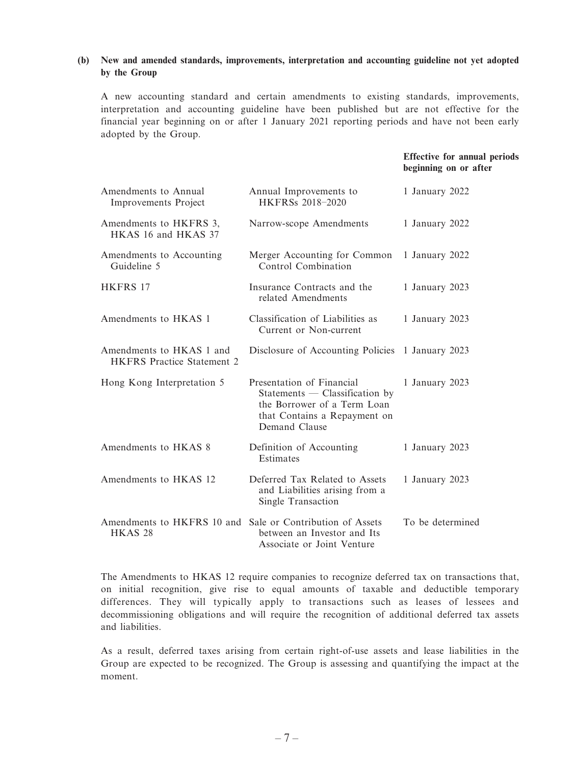**(b) New and amended standards, improvements, interpretation and accounting guideline not yet adopted by the Group**

A new accounting standard and certain amendments to existing standards, improvements, interpretation and accounting guideline have been published but are not effective for the financial year beginning on or after 1 January 2021 reporting periods and have not been early adopted by the Group.

| | | Effective for annual periods beginning on or after |
|---|---|---|
| Amendments to Annual Improvements Project | Annual Improvements to HKFRSs 2018–2020 | 1 January 2022 |
| Amendments to HKFRS 3, HKAS 16 and HKAS 37 | Narrow-scope Amendments | 1 January 2022 |
| Amendments to Accounting Guideline 5 | Merger Accounting for Common Control Combination | 1 January 2022 |
| HKFRS 17 | Insurance Contracts and the related Amendments | 1 January 2023 |
| Amendments to HKAS 1 | Classification of Liabilities as Current or Non-current | 1 January 2023 |
| Amendments to HKAS 1 and HKFRS Practice Statement 2 | Disclosure of Accounting Policies | 1 January 2023 |
| Hong Kong Interpretation 5 | Presentation of Financial Statements — Classification by the Borrower of a Term Loan that Contains a Repayment on Demand Clause | 1 January 2023 |
| Amendments to HKAS 8 | Definition of Accounting Estimates | 1 January 2023 |
| Amendments to HKAS 12 | Deferred Tax Related to Assets and Liabilities arising from a Single Transaction | 1 January 2023 |
| Amendments to HKFRS 10 and HKAS 28 | Sale or Contribution of Assets between an Investor and Its Associate or Joint Venture | To be determined |

The Amendments to HKAS 12 require companies to recognize deferred tax on transactions that, on initial recognition, give rise to equal amounts of taxable and deductible temporary differences. They will typically apply to transactions such as leases of lessees and decommissioning obligations and will require the recognition of additional deferred tax assets and liabilities.

As a result, deferred taxes arising from certain right-of-use assets and lease liabilities in the Group are expected to be recognized. The Group is assessing and quantifying the impact at the moment.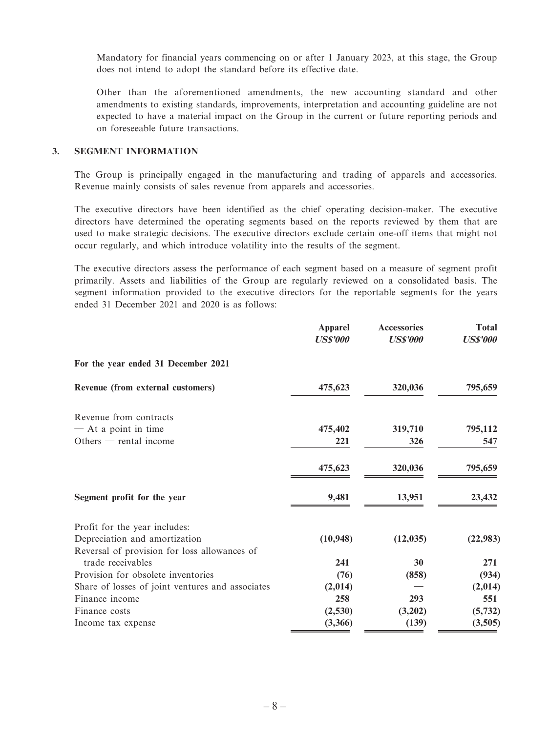Mandatory for financial years commencing on or after 1 January 2023, at this stage, the Group does not intend to adopt the standard before its effective date.

Other than the aforementioned amendments, the new accounting standard and other amendments to existing standards, improvements, interpretation and accounting guideline are not expected to have a material impact on the Group in the current or future reporting periods and on foreseeable future transactions.

## 3. SEGMENT INFORMATION

The Group is principally engaged in the manufacturing and trading of apparels and accessories. Revenue mainly consists of sales revenue from apparels and accessories.

The executive directors have been identified as the chief operating decision-maker. The executive directors have determined the operating segments based on the reports reviewed by them that are used to make strategic decisions. The executive directors exclude certain one-off items that might not occur regularly, and which introduce volatility into the results of the segment.

The executive directors assess the performance of each segment based on a measure of segment profit primarily. Assets and liabilities of the Group are regularly reviewed on a consolidated basis. The segment information provided to the executive directors for the reportable segments for the years ended 31 December 2021 and 2020 is as follows:

| | Apparel *US$'000* | Accessories *US$'000* | Total *US$'000* |
|---|---|---|---|
| **For the year ended 31 December 2021** | | | |
| **Revenue (from external customers)** | **475,623** | **320,036** | **795,659** |
| Revenue from contracts | | | |
| — At a point in time | **475,402** | **319,710** | **795,112** |
| Others — rental income | **221** | **326** | **547** |
| | **475,623** | **320,036** | **795,659** |
| **Segment profit for the year** | **9,481** | **13,951** | **23,432** |
| Profit for the year includes: | | | |
| Depreciation and amortization | **(10,948)** | **(12,035)** | **(22,983)** |
| Reversal of provision for loss allowances of trade receivables | **241** | **30** | **271** |
| Provision for obsolete inventories | **(76)** | **(858)** | **(934)** |
| Share of losses of joint ventures and associates | **(2,014)** | **—** | **(2,014)** |
| Finance income | **258** | **293** | **551** |
| Finance costs | **(2,530)** | **(3,202)** | **(5,732)** |
| Income tax expense | **(3,366)** | **(139)** | **(3,505)** |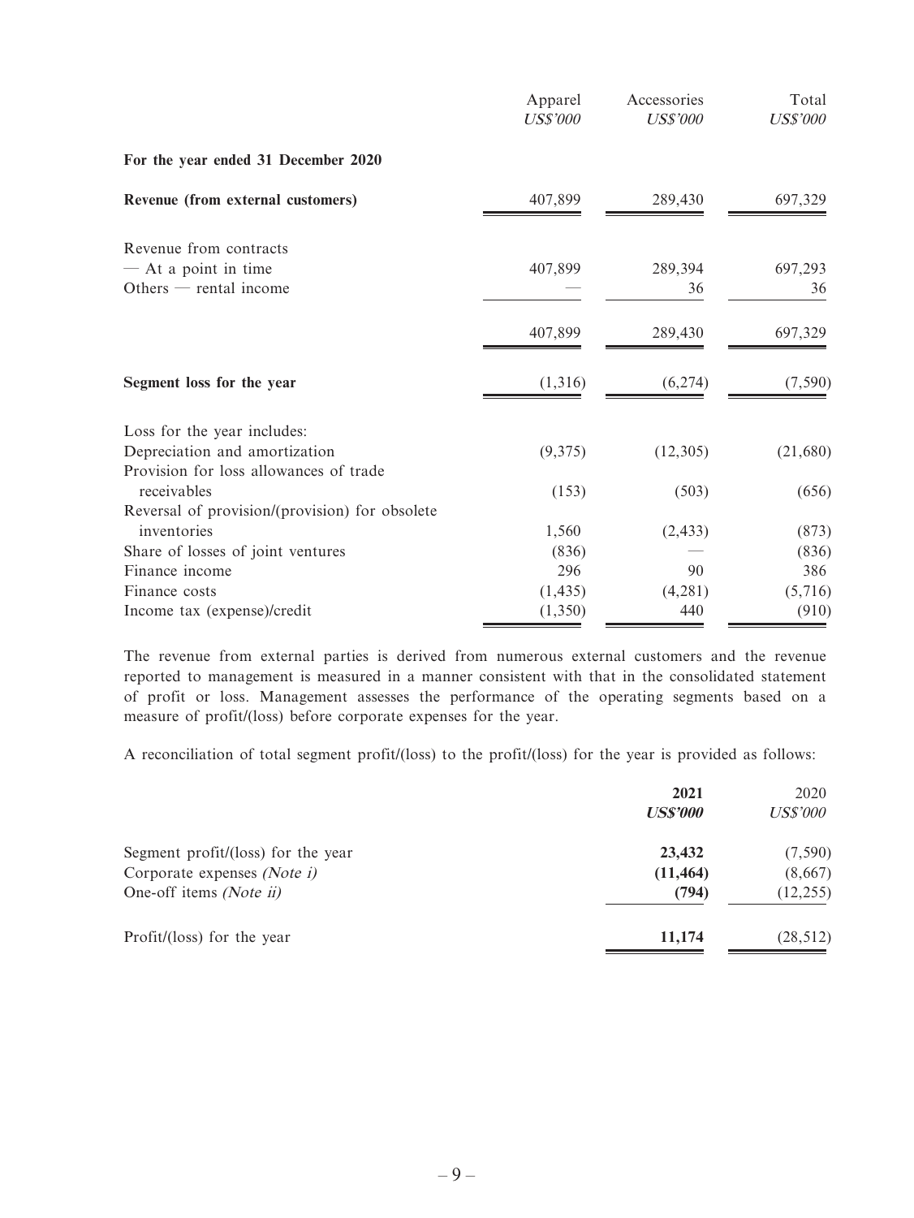| | Apparel *US$'000* | Accessories *US$'000* | Total *US$'000* |
|---|---|---|---|
| **For the year ended 31 December 2020** | | | |
| **Revenue (from external customers)** | 407,899 | 289,430 | 697,329 |
| Revenue from contracts | | | |
| — At a point in time | 407,899 | 289,394 | 697,293 |
| Others — rental income | — | 36 | 36 |
| | 407,899 | 289,430 | 697,329 |
| **Segment loss for the year** | (1,316) | (6,274) | (7,590) |
| Loss for the year includes: | | | |
| Depreciation and amortization | (9,375) | (12,305) | (21,680) |
| Provision for loss allowances of trade receivables | (153) | (503) | (656) |
| Reversal of provision/(provision) for obsolete inventories | 1,560 | (2,433) | (873) |
| Share of losses of joint ventures | (836) | — | (836) |
| Finance income | 296 | 90 | 386 |
| Finance costs | (1,435) | (4,281) | (5,716) |
| Income tax (expense)/credit | (1,350) | 440 | (910) |

The revenue from external parties is derived from numerous external customers and the revenue reported to management is measured in a manner consistent with that in the consolidated statement of profit or loss. Management assesses the performance of the operating segments based on a measure of profit/(loss) before corporate expenses for the year.

A reconciliation of total segment profit/(loss) to the profit/(loss) for the year is provided as follows:

| | **2021** ***US$'000*** | 2020 *US$'000* |
|---|---|---|
| Segment profit/(loss) for the year | **23,432** | (7,590) |
| Corporate expenses *(Note i)* | **(11,464)** | (8,667) |
| One-off items *(Note ii)* | **(794)** | (12,255) |
| Profit/(loss) for the year | **11,174** | (28,512) |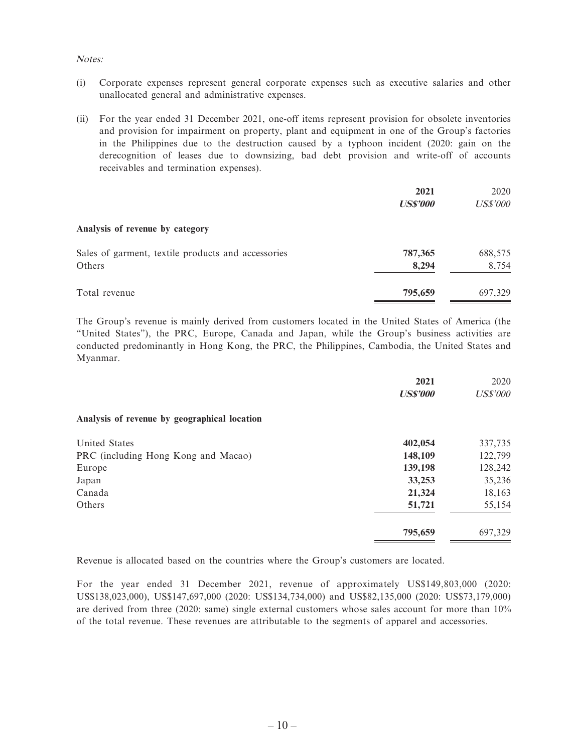*Notes:*

(i) Corporate expenses represent general corporate expenses such as executive salaries and other unallocated general and administrative expenses.

(ii) For the year ended 31 December 2021, one-off items represent provision for obsolete inventories and provision for impairment on property, plant and equipment in one of the Group's factories in the Philippines due to the destruction caused by a typhoon incident (2020: gain on the derecognition of leases due to downsizing, bad debt provision and write-off of accounts receivables and termination expenses).

| | **2021** | 2020 |
|---|---|---|
| | ***US$'000*** | *US$'000* |
| **Analysis of revenue by category** | | |
| Sales of garment, textile products and accessories | **787,365** | 688,575 |
| Others | **8,294** | 8,754 |
| Total revenue | **795,659** | 697,329 |

The Group's revenue is mainly derived from customers located in the United States of America (the "United States"), the PRC, Europe, Canada and Japan, while the Group's business activities are conducted predominantly in Hong Kong, the PRC, the Philippines, Cambodia, the United States and Myanmar.

| | **2021** | 2020 |
|---|---|---|
| | ***US$'000*** | *US$'000* |
| **Analysis of revenue by geographical location** | | |
| United States | **402,054** | 337,735 |
| PRC (including Hong Kong and Macao) | **148,109** | 122,799 |
| Europe | **139,198** | 128,242 |
| Japan | **33,253** | 35,236 |
| Canada | **21,324** | 18,163 |
| Others | **51,721** | 55,154 |
| | **795,659** | 697,329 |

Revenue is allocated based on the countries where the Group's customers are located.

For the year ended 31 December 2021, revenue of approximately US$149,803,000 (2020: US$138,023,000), US$147,697,000 (2020: US$134,734,000) and US$82,135,000 (2020: US$73,179,000) are derived from three (2020: same) single external customers whose sales account for more than 10% of the total revenue. These revenues are attributable to the segments of apparel and accessories.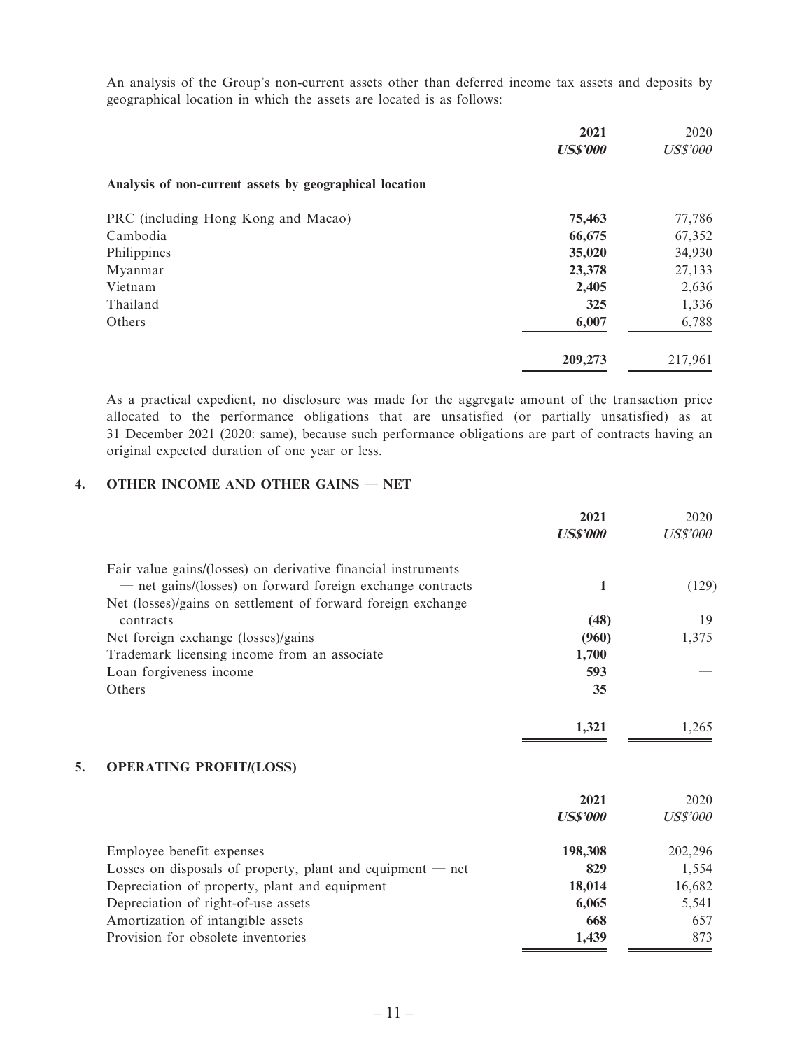An analysis of the Group's non-current assets other than deferred income tax assets and deposits by geographical location in which the assets are located is as follows:

| | 2021 | 2020 |
|---|---|---|
| | ***US$'000*** | *US$'000* |
| **Analysis of non-current assets by geographical location** | | |
| PRC (including Hong Kong and Macao) | **75,463** | 77,786 |
| Cambodia | **66,675** | 67,352 |
| Philippines | **35,020** | 34,930 |
| Myanmar | **23,378** | 27,133 |
| Vietnam | **2,405** | 2,636 |
| Thailand | **325** | 1,336 |
| Others | **6,007** | 6,788 |
| | **209,273** | 217,961 |

As a practical expedient, no disclosure was made for the aggregate amount of the transaction price allocated to the performance obligations that are unsatisfied (or partially unsatisfied) as at 31 December 2021 (2020: same), because such performance obligations are part of contracts having an original expected duration of one year or less.

## 4. OTHER INCOME AND OTHER GAINS — NET

| | 2021 | 2020 |
|---|---|---|
| | ***US$'000*** | *US$'000* |
| Fair value gains/(losses) on derivative financial instruments — net gains/(losses) on forward foreign exchange contracts | **1** | (129) |
| Net (losses)/gains on settlement of forward foreign exchange contracts | **(48)** | 19 |
| Net foreign exchange (losses)/gains | **(960)** | 1,375 |
| Trademark licensing income from an associate | **1,700** | — |
| Loan forgiveness income | **593** | — |
| Others | **35** | — |
| | **1,321** | 1,265 |

## 5. OPERATING PROFIT/(LOSS)

| | 2021 | 2020 |
|---|---|---|
| | ***US$'000*** | *US$'000* |
| Employee benefit expenses | **198,308** | 202,296 |
| Losses on disposals of property, plant and equipment — net | **829** | 1,554 |
| Depreciation of property, plant and equipment | **18,014** | 16,682 |
| Depreciation of right-of-use assets | **6,065** | 5,541 |
| Amortization of intangible assets | **668** | 657 |
| Provision for obsolete inventories | **1,439** | 873 |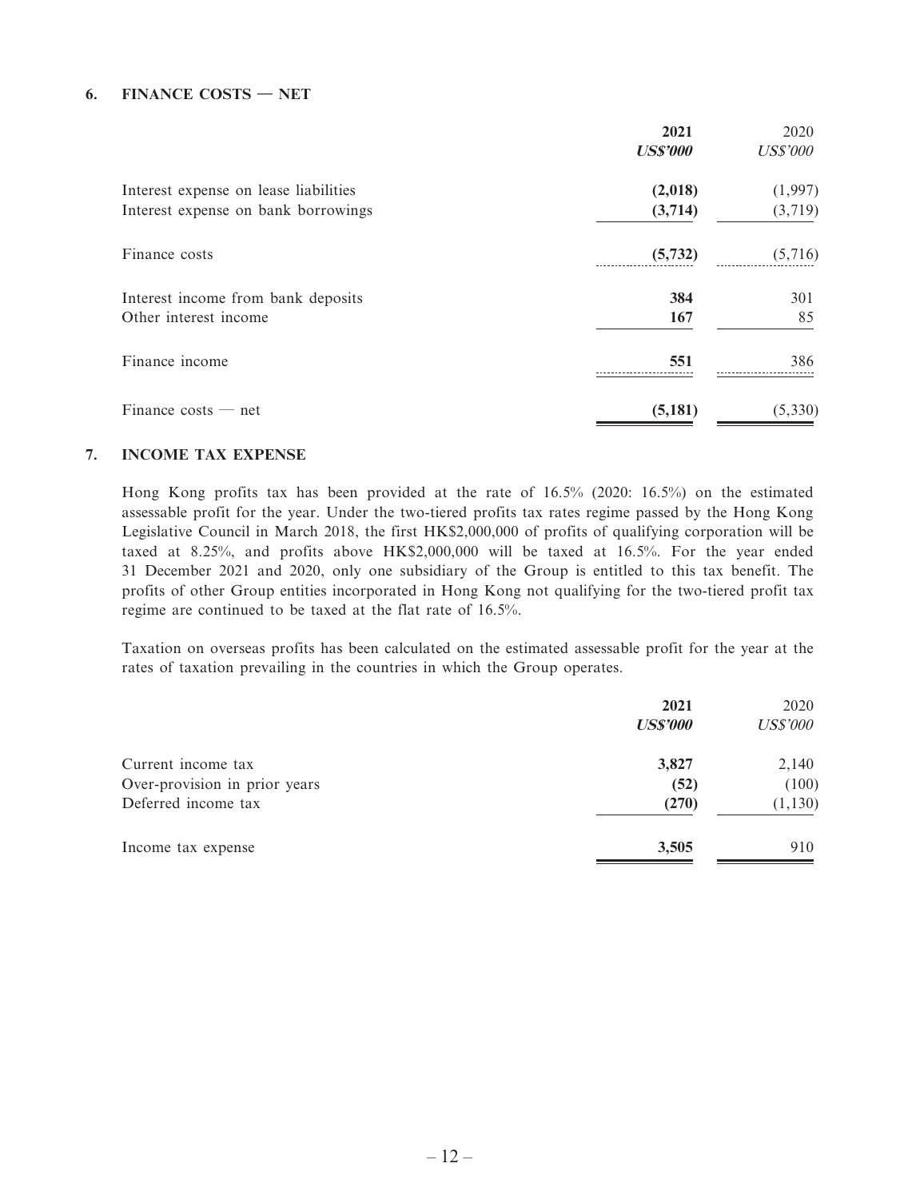## 6. FINANCE COSTS — NET

| | 2021 | 2020 |
|---|---|---|
| | ***US$'000*** | *US$'000* |
| Interest expense on lease liabilities | **(2,018)** | (1,997) |
| Interest expense on bank borrowings | **(3,714)** | (3,719) |
| Finance costs | **(5,732)** | (5,716) |
| Interest income from bank deposits | **384** | 301 |
| Other interest income | **167** | 85 |
| Finance income | **551** | 386 |
| Finance costs — net | **(5,181)** | (5,330) |

## 7. INCOME TAX EXPENSE

Hong Kong profits tax has been provided at the rate of 16.5% (2020: 16.5%) on the estimated assessable profit for the year. Under the two-tiered profits tax rates regime passed by the Hong Kong Legislative Council in March 2018, the first HK$2,000,000 of profits of qualifying corporation will be taxed at 8.25%, and profits above HK$2,000,000 will be taxed at 16.5%. For the year ended 31 December 2021 and 2020, only one subsidiary of the Group is entitled to this tax benefit. The profits of other Group entities incorporated in Hong Kong not qualifying for the two-tiered profit tax regime are continued to be taxed at the flat rate of 16.5%.

Taxation on overseas profits has been calculated on the estimated assessable profit for the year at the rates of taxation prevailing in the countries in which the Group operates.

| | 2021 | 2020 |
|---|---|---|
| | ***US$'000*** | *US$'000* |
| Current income tax | **3,827** | 2,140 |
| Over-provision in prior years | **(52)** | (100) |
| Deferred income tax | **(270)** | (1,130) |
| Income tax expense | **3,505** | 910 |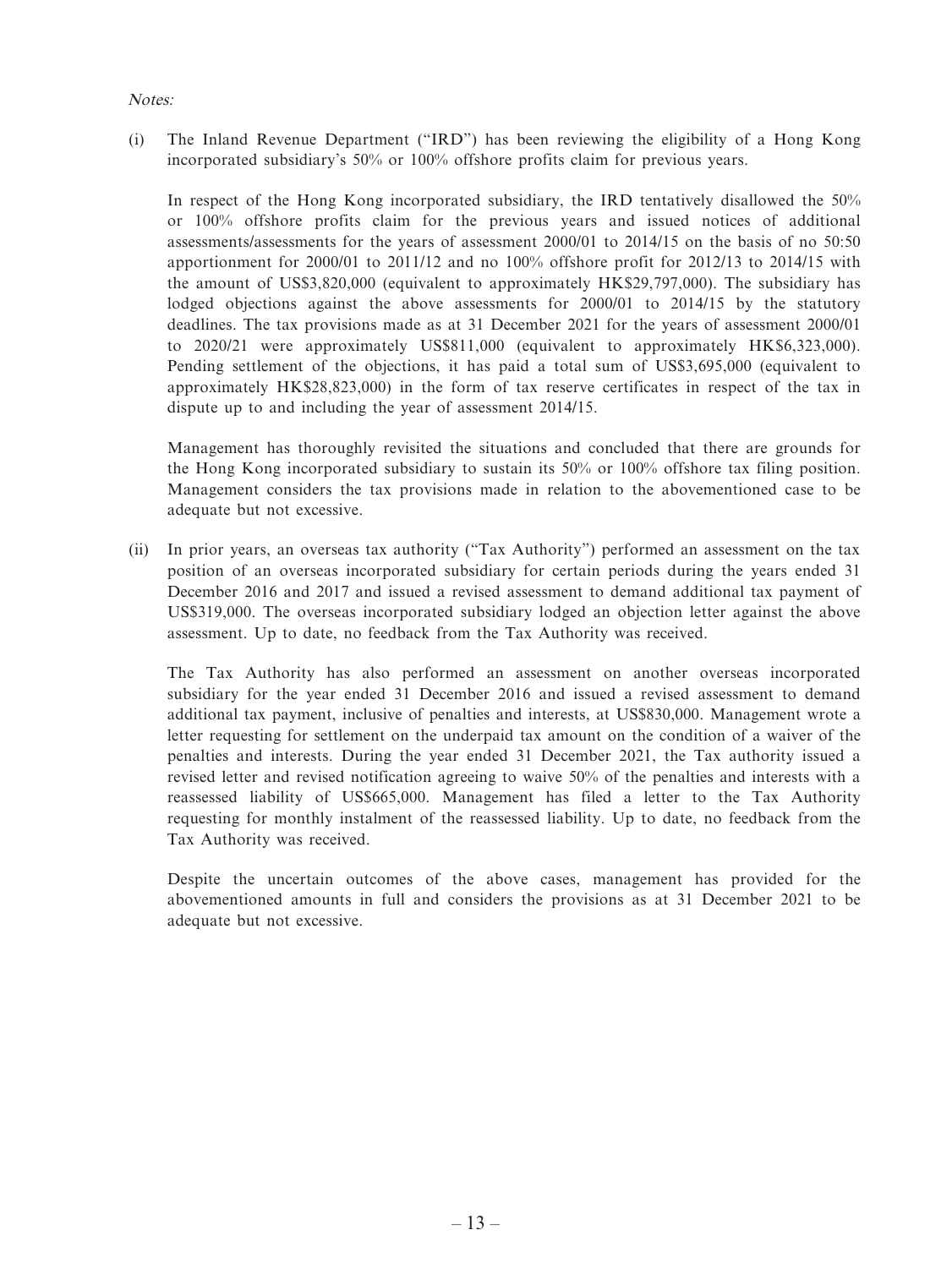*Notes:*

(i) The Inland Revenue Department ("IRD") has been reviewing the eligibility of a Hong Kong incorporated subsidiary's 50% or 100% offshore profits claim for previous years.

In respect of the Hong Kong incorporated subsidiary, the IRD tentatively disallowed the 50% or 100% offshore profits claim for the previous years and issued notices of additional assessments/assessments for the years of assessment 2000/01 to 2014/15 on the basis of no 50:50 apportionment for 2000/01 to 2011/12 and no 100% offshore profit for 2012/13 to 2014/15 with the amount of US$3,820,000 (equivalent to approximately HK$29,797,000). The subsidiary has lodged objections against the above assessments for 2000/01 to 2014/15 by the statutory deadlines. The tax provisions made as at 31 December 2021 for the years of assessment 2000/01 to 2020/21 were approximately US$811,000 (equivalent to approximately HK$6,323,000). Pending settlement of the objections, it has paid a total sum of US$3,695,000 (equivalent to approximately HK$28,823,000) in the form of tax reserve certificates in respect of the tax in dispute up to and including the year of assessment 2014/15.

Management has thoroughly revisited the situations and concluded that there are grounds for the Hong Kong incorporated subsidiary to sustain its 50% or 100% offshore tax filing position. Management considers the tax provisions made in relation to the abovementioned case to be adequate but not excessive.

(ii) In prior years, an overseas tax authority ("Tax Authority") performed an assessment on the tax position of an overseas incorporated subsidiary for certain periods during the years ended 31 December 2016 and 2017 and issued a revised assessment to demand additional tax payment of US$319,000. The overseas incorporated subsidiary lodged an objection letter against the above assessment. Up to date, no feedback from the Tax Authority was received.

The Tax Authority has also performed an assessment on another overseas incorporated subsidiary for the year ended 31 December 2016 and issued a revised assessment to demand additional tax payment, inclusive of penalties and interests, at US$830,000. Management wrote a letter requesting for settlement on the underpaid tax amount on the condition of a waiver of the penalties and interests. During the year ended 31 December 2021, the Tax authority issued a revised letter and revised notification agreeing to waive 50% of the penalties and interests with a reassessed liability of US$665,000. Management has filed a letter to the Tax Authority requesting for monthly instalment of the reassessed liability. Up to date, no feedback from the Tax Authority was received.

Despite the uncertain outcomes of the above cases, management has provided for the abovementioned amounts in full and considers the provisions as at 31 December 2021 to be adequate but not excessive.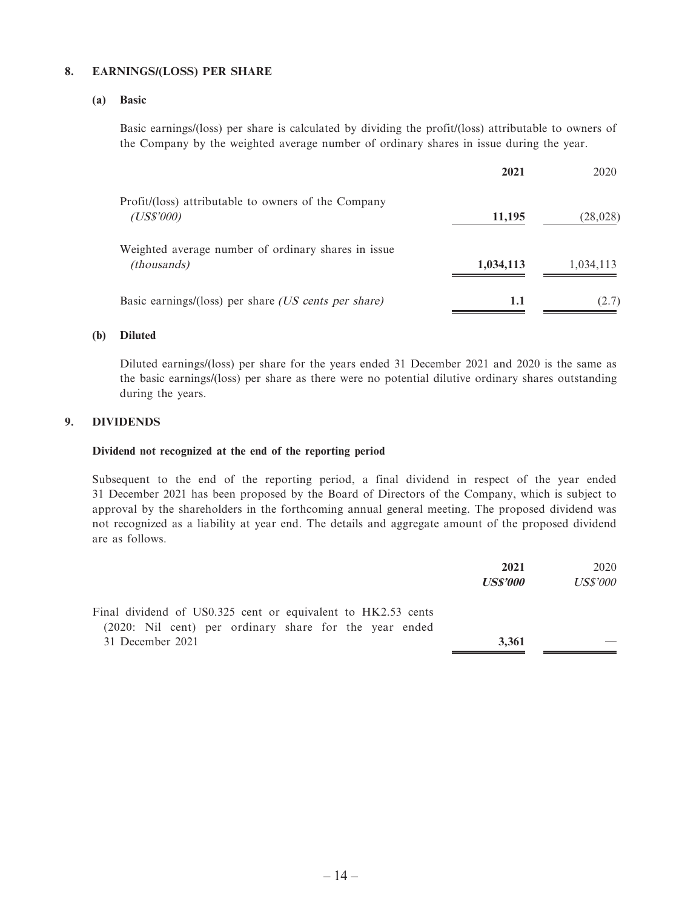## 8. EARNINGS/(LOSS) PER SHARE

### (a) Basic

Basic earnings/(loss) per share is calculated by dividing the profit/(loss) attributable to owners of the Company by the weighted average number of ordinary shares in issue during the year.

| | **2021** | 2020 |
|---|---|---|
| Profit/(loss) attributable to owners of the Company *(US$'000)* | **11,195** | (28,028) |
| Weighted average number of ordinary shares in issue *(thousands)* | **1,034,113** | 1,034,113 |
| Basic earnings/(loss) per share *(US cents per share)* | **1.1** | (2.7) |

### (b) Diluted

Diluted earnings/(loss) per share for the years ended 31 December 2021 and 2020 is the same as the basic earnings/(loss) per share as there were no potential dilutive ordinary shares outstanding during the years.

## 9. DIVIDENDS

**Dividend not recognized at the end of the reporting period**

Subsequent to the end of the reporting period, a final dividend in respect of the year ended 31 December 2021 has been proposed by the Board of Directors of the Company, which is subject to approval by the shareholders in the forthcoming annual general meeting. The proposed dividend was not recognized as a liability at year end. The details and aggregate amount of the proposed dividend are as follows.

| | **2021** | 2020 |
|---|---|---|
| | ***US$'000*** | *US$'000* |
| Final dividend of US0.325 cent or equivalent to HK2.53 cents (2020: Nil cent) per ordinary share for the year ended 31 December 2021 | **3,361** | — |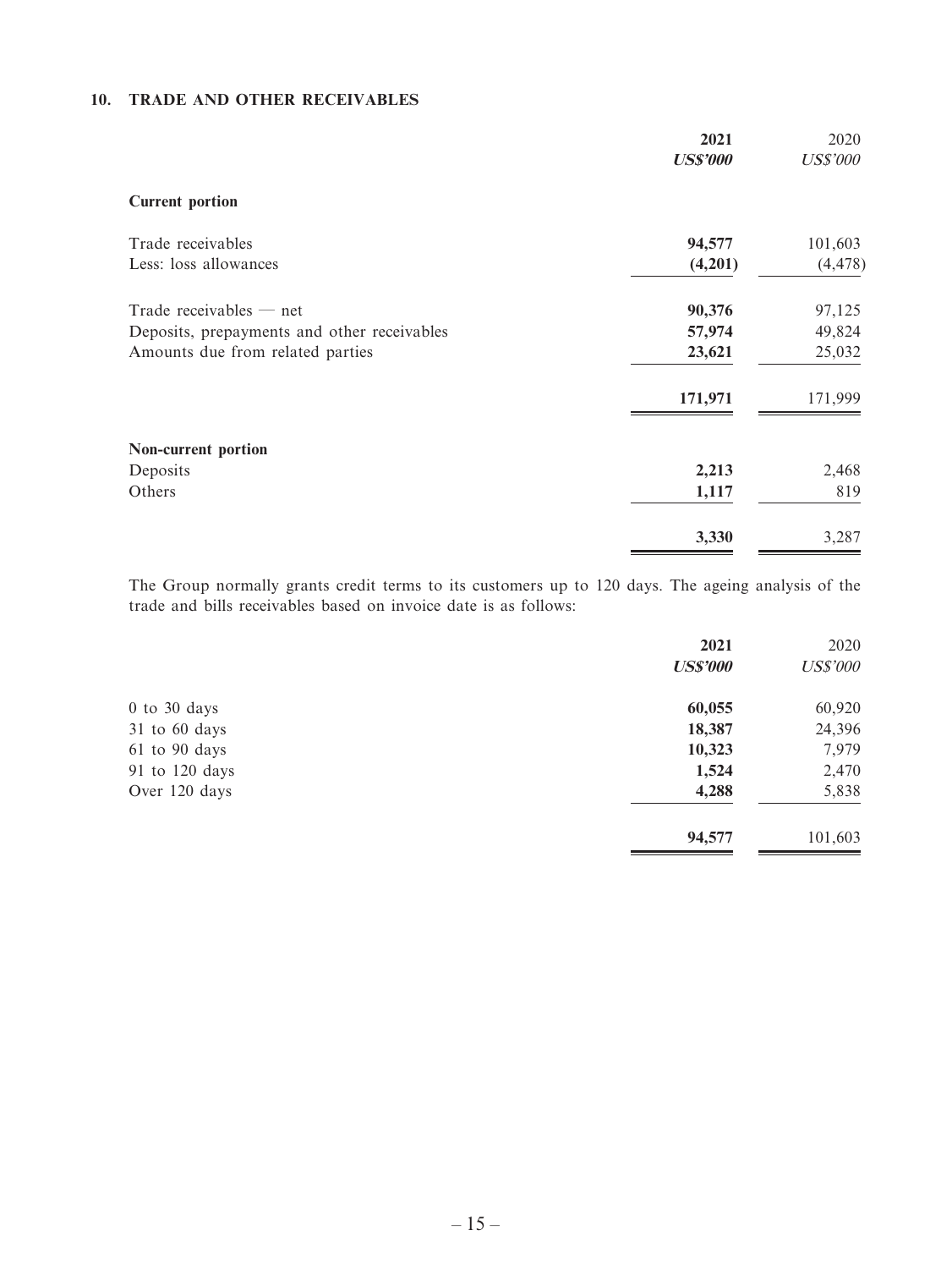## 10. TRADE AND OTHER RECEIVABLES

| | **2021** | 2020 |
|---|---|---|
| | ***US$'000*** | *US$'000* |
| **Current portion** | | |
| Trade receivables | **94,577** | 101,603 |
| Less: loss allowances | **(4,201)** | (4,478) |
| Trade receivables — net | **90,376** | 97,125 |
| Deposits, prepayments and other receivables | **57,974** | 49,824 |
| Amounts due from related parties | **23,621** | 25,032 |
| | **171,971** | 171,999 |
| **Non-current portion** | | |
| Deposits | **2,213** | 2,468 |
| Others | **1,117** | 819 |
| | **3,330** | 3,287 |

The Group normally grants credit terms to its customers up to 120 days. The ageing analysis of the trade and bills receivables based on invoice date is as follows:

| | **2021** | 2020 |
|---|---|---|
| | ***US$'000*** | *US$'000* |
| 0 to 30 days | **60,055** | 60,920 |
| 31 to 60 days | **18,387** | 24,396 |
| 61 to 90 days | **10,323** | 7,979 |
| 91 to 120 days | **1,524** | 2,470 |
| Over 120 days | **4,288** | 5,838 |
| | **94,577** | 101,603 |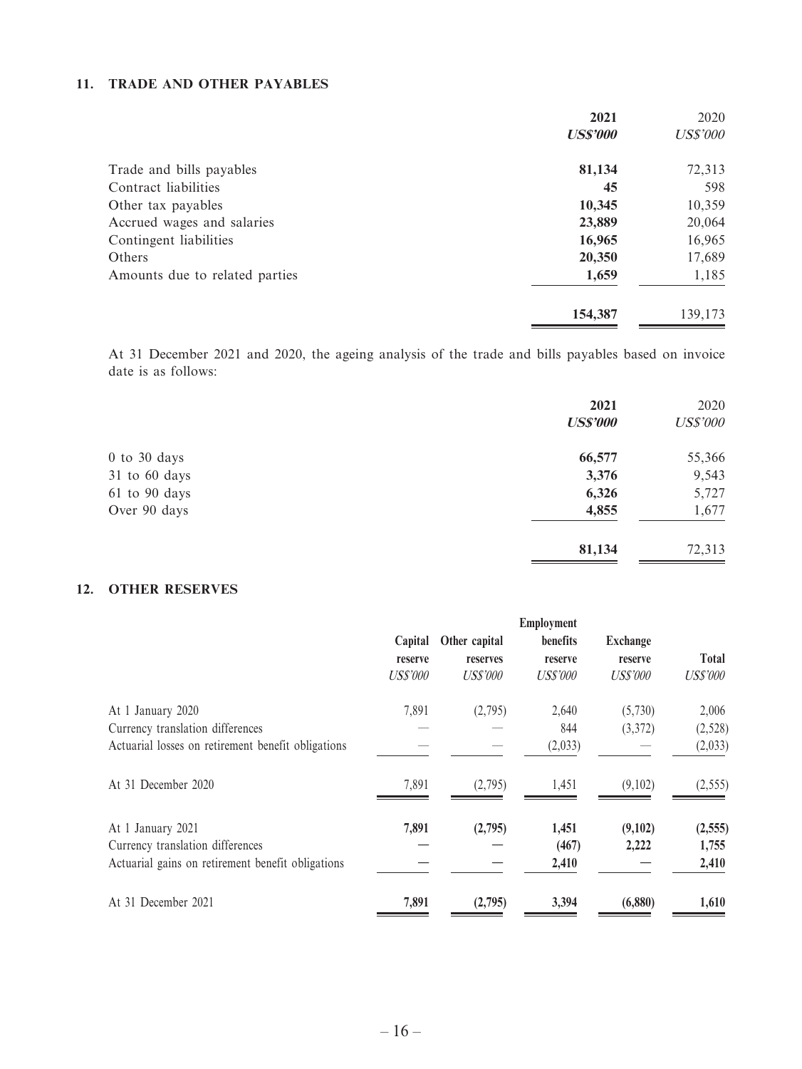## 11. TRADE AND OTHER PAYABLES

| | 2021 | 2020 |
|---|---|---|
| | ***US$'000*** | *US$'000* |
| Trade and bills payables | **81,134** | 72,313 |
| Contract liabilities | **45** | 598 |
| Other tax payables | **10,345** | 10,359 |
| Accrued wages and salaries | **23,889** | 20,064 |
| Contingent liabilities | **16,965** | 16,965 |
| Others | **20,350** | 17,689 |
| Amounts due to related parties | **1,659** | 1,185 |
| | **154,387** | 139,173 |

At 31 December 2021 and 2020, the ageing analysis of the trade and bills payables based on invoice date is as follows:

| | 2021 | 2020 |
|---|---|---|
| | ***US$'000*** | *US$'000* |
| 0 to 30 days | **66,577** | 55,366 |
| 31 to 60 days | **3,376** | 9,543 |
| 61 to 90 days | **6,326** | 5,727 |
| Over 90 days | **4,855** | 1,677 |
| | **81,134** | 72,313 |

## 12. OTHER RESERVES

| | Capital reserve | Other capital reserves | Employment benefits reserve | Exchange reserve | Total |
|---|---|---|---|---|---|
| | *US$'000* | *US$'000* | *US$'000* | *US$'000* | *US$'000* |
| At 1 January 2020 | 7,891 | (2,795) | 2,640 | (5,730) | 2,006 |
| Currency translation differences | — | — | 844 | (3,372) | (2,528) |
| Actuarial losses on retirement benefit obligations | — | — | (2,033) | — | (2,033) |
| At 31 December 2020 | 7,891 | (2,795) | 1,451 | (9,102) | (2,555) |
| At 1 January 2021 | **7,891** | **(2,795)** | **1,451** | **(9,102)** | **(2,555)** |
| Currency translation differences | **—** | **—** | **(467)** | **2,222** | **1,755** |
| Actuarial gains on retirement benefit obligations | **—** | **—** | **2,410** | **—** | **2,410** |
| At 31 December 2021 | **7,891** | **(2,795)** | **3,394** | **(6,880)** | **1,610** |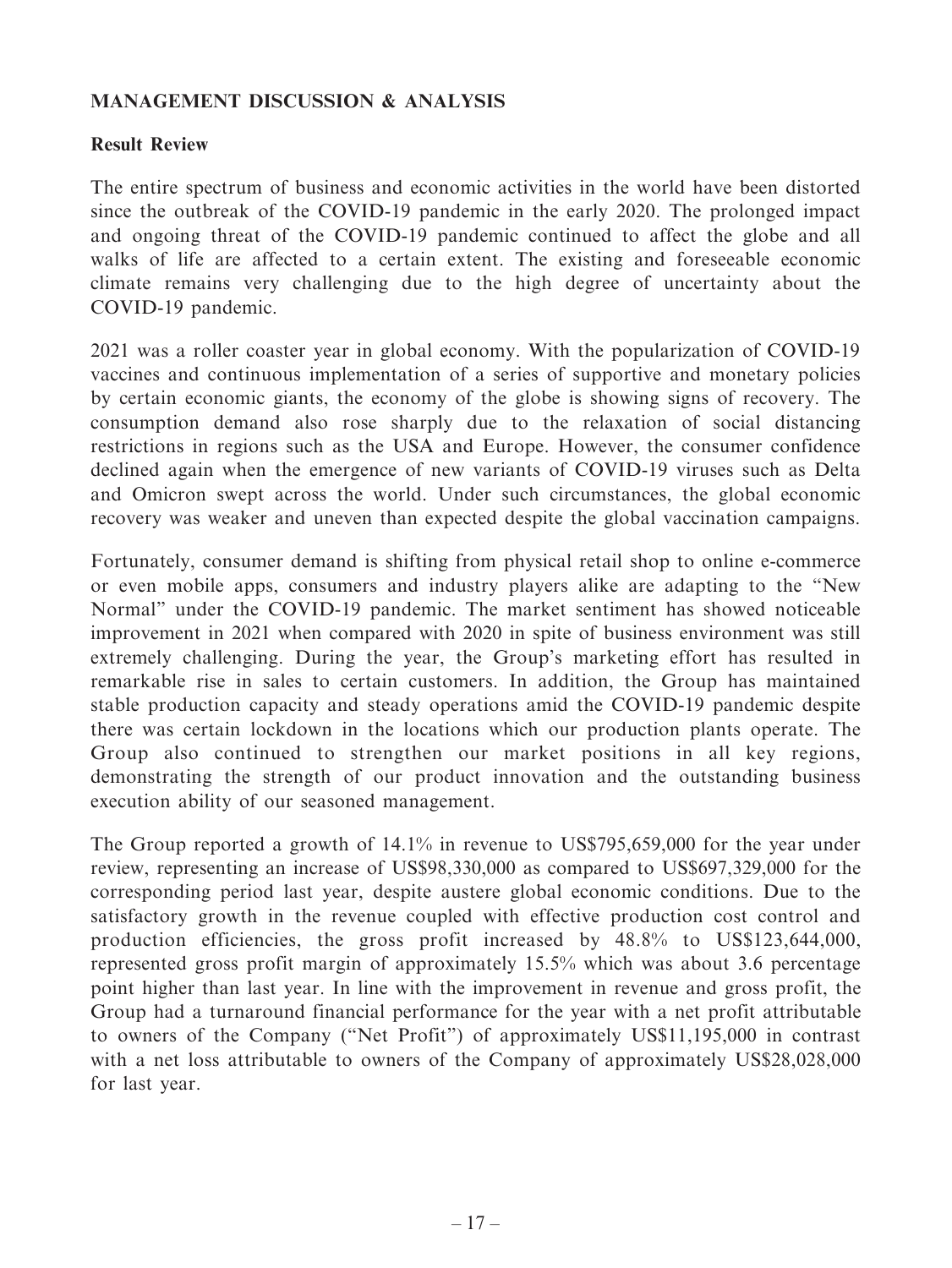## MANAGEMENT DISCUSSION & ANALYSIS

### Result Review

The entire spectrum of business and economic activities in the world have been distorted since the outbreak of the COVID-19 pandemic in the early 2020. The prolonged impact and ongoing threat of the COVID-19 pandemic continued to affect the globe and all walks of life are affected to a certain extent. The existing and foreseeable economic climate remains very challenging due to the high degree of uncertainty about the COVID-19 pandemic.

2021 was a roller coaster year in global economy. With the popularization of COVID-19 vaccines and continuous implementation of a series of supportive and monetary policies by certain economic giants, the economy of the globe is showing signs of recovery. The consumption demand also rose sharply due to the relaxation of social distancing restrictions in regions such as the USA and Europe. However, the consumer confidence declined again when the emergence of new variants of COVID-19 viruses such as Delta and Omicron swept across the world. Under such circumstances, the global economic recovery was weaker and uneven than expected despite the global vaccination campaigns.

Fortunately, consumer demand is shifting from physical retail shop to online e-commerce or even mobile apps, consumers and industry players alike are adapting to the "New Normal" under the COVID-19 pandemic. The market sentiment has showed noticeable improvement in 2021 when compared with 2020 in spite of business environment was still extremely challenging. During the year, the Group's marketing effort has resulted in remarkable rise in sales to certain customers. In addition, the Group has maintained stable production capacity and steady operations amid the COVID-19 pandemic despite there was certain lockdown in the locations which our production plants operate. The Group also continued to strengthen our market positions in all key regions, demonstrating the strength of our product innovation and the outstanding business execution ability of our seasoned management.

The Group reported a growth of 14.1% in revenue to US$795,659,000 for the year under review, representing an increase of US$98,330,000 as compared to US$697,329,000 for the corresponding period last year, despite austere global economic conditions. Due to the satisfactory growth in the revenue coupled with effective production cost control and production efficiencies, the gross profit increased by 48.8% to US$123,644,000, represented gross profit margin of approximately 15.5% which was about 3.6 percentage point higher than last year. In line with the improvement in revenue and gross profit, the Group had a turnaround financial performance for the year with a net profit attributable to owners of the Company ("Net Profit") of approximately US$11,195,000 in contrast with a net loss attributable to owners of the Company of approximately US$28,028,000 for last year.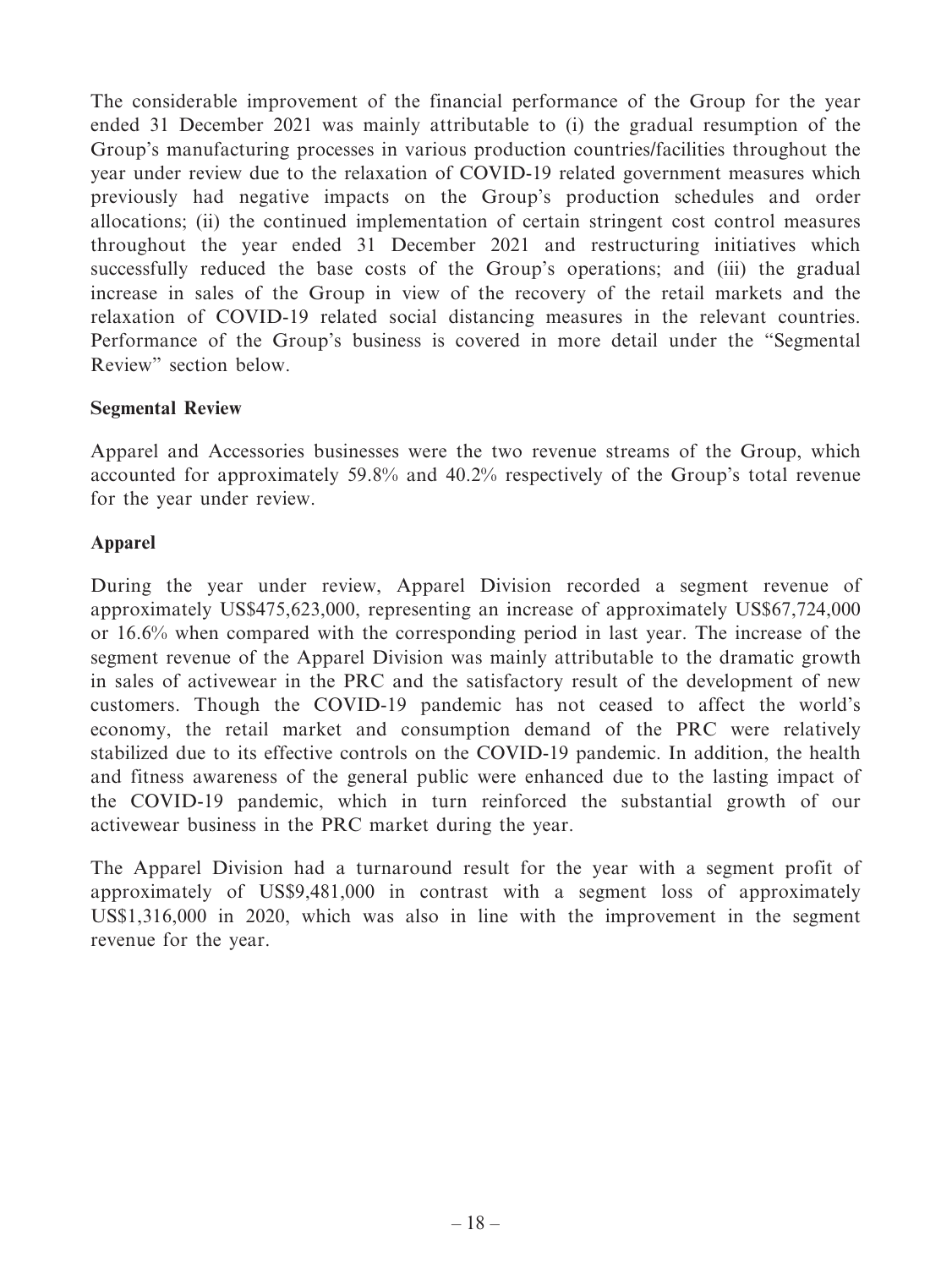The considerable improvement of the financial performance of the Group for the year ended 31 December 2021 was mainly attributable to (i) the gradual resumption of the Group's manufacturing processes in various production countries/facilities throughout the year under review due to the relaxation of COVID-19 related government measures which previously had negative impacts on the Group's production schedules and order allocations; (ii) the continued implementation of certain stringent cost control measures throughout the year ended 31 December 2021 and restructuring initiatives which successfully reduced the base costs of the Group's operations; and (iii) the gradual increase in sales of the Group in view of the recovery of the retail markets and the relaxation of COVID-19 related social distancing measures in the relevant countries. Performance of the Group's business is covered in more detail under the "Segmental Review" section below.

**Segmental Review**

Apparel and Accessories businesses were the two revenue streams of the Group, which accounted for approximately 59.8% and 40.2% respectively of the Group's total revenue for the year under review.

**Apparel**

During the year under review, Apparel Division recorded a segment revenue of approximately US$475,623,000, representing an increase of approximately US$67,724,000 or 16.6% when compared with the corresponding period in last year. The increase of the segment revenue of the Apparel Division was mainly attributable to the dramatic growth in sales of activewear in the PRC and the satisfactory result of the development of new customers. Though the COVID-19 pandemic has not ceased to affect the world's economy, the retail market and consumption demand of the PRC were relatively stabilized due to its effective controls on the COVID-19 pandemic. In addition, the health and fitness awareness of the general public were enhanced due to the lasting impact of the COVID-19 pandemic, which in turn reinforced the substantial growth of our activewear business in the PRC market during the year.

The Apparel Division had a turnaround result for the year with a segment profit of approximately of US$9,481,000 in contrast with a segment loss of approximately US$1,316,000 in 2020, which was also in line with the improvement in the segment revenue for the year.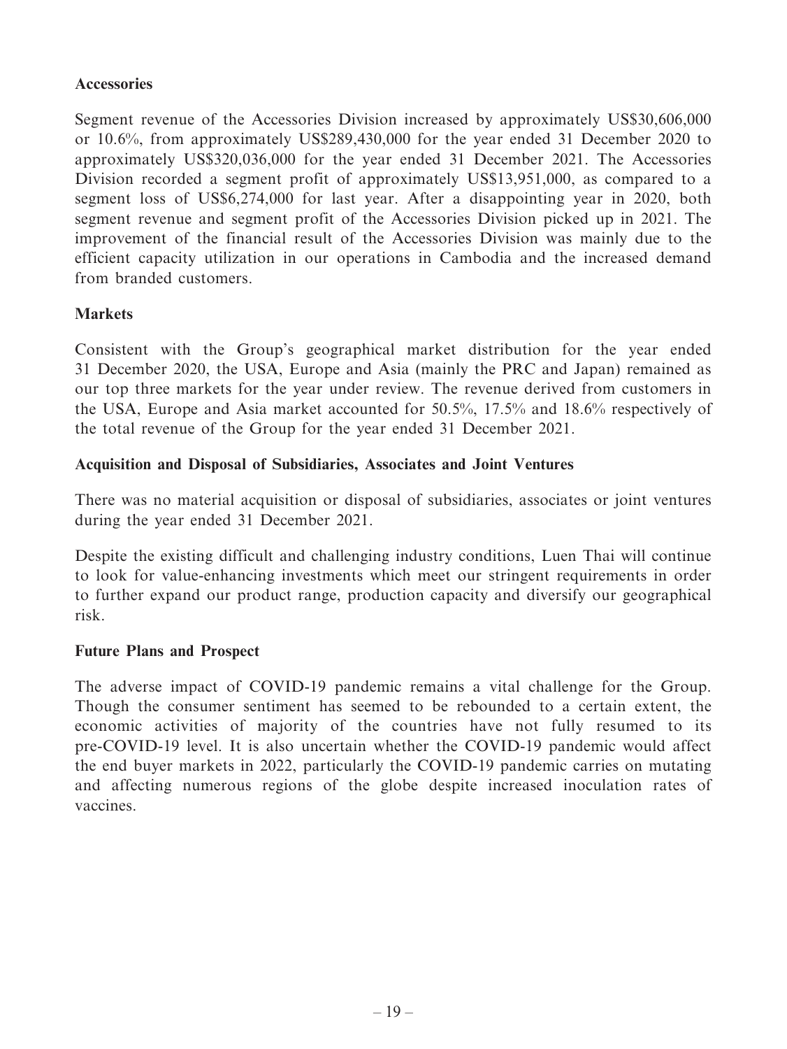**Accessories**

Segment revenue of the Accessories Division increased by approximately US$30,606,000 or 10.6%, from approximately US$289,430,000 for the year ended 31 December 2020 to approximately US$320,036,000 for the year ended 31 December 2021. The Accessories Division recorded a segment profit of approximately US$13,951,000, as compared to a segment loss of US$6,274,000 for last year. After a disappointing year in 2020, both segment revenue and segment profit of the Accessories Division picked up in 2021. The improvement of the financial result of the Accessories Division was mainly due to the efficient capacity utilization in our operations in Cambodia and the increased demand from branded customers.

**Markets**

Consistent with the Group's geographical market distribution for the year ended 31 December 2020, the USA, Europe and Asia (mainly the PRC and Japan) remained as our top three markets for the year under review. The revenue derived from customers in the USA, Europe and Asia market accounted for 50.5%, 17.5% and 18.6% respectively of the total revenue of the Group for the year ended 31 December 2021.

**Acquisition and Disposal of Subsidiaries, Associates and Joint Ventures**

There was no material acquisition or disposal of subsidiaries, associates or joint ventures during the year ended 31 December 2021.

Despite the existing difficult and challenging industry conditions, Luen Thai will continue to look for value-enhancing investments which meet our stringent requirements in order to further expand our product range, production capacity and diversify our geographical risk.

**Future Plans and Prospect**

The adverse impact of COVID-19 pandemic remains a vital challenge for the Group. Though the consumer sentiment has seemed to be rebounded to a certain extent, the economic activities of majority of the countries have not fully resumed to its pre-COVID-19 level. It is also uncertain whether the COVID-19 pandemic would affect the end buyer markets in 2022, particularly the COVID-19 pandemic carries on mutating and affecting numerous regions of the globe despite increased inoculation rates of vaccines.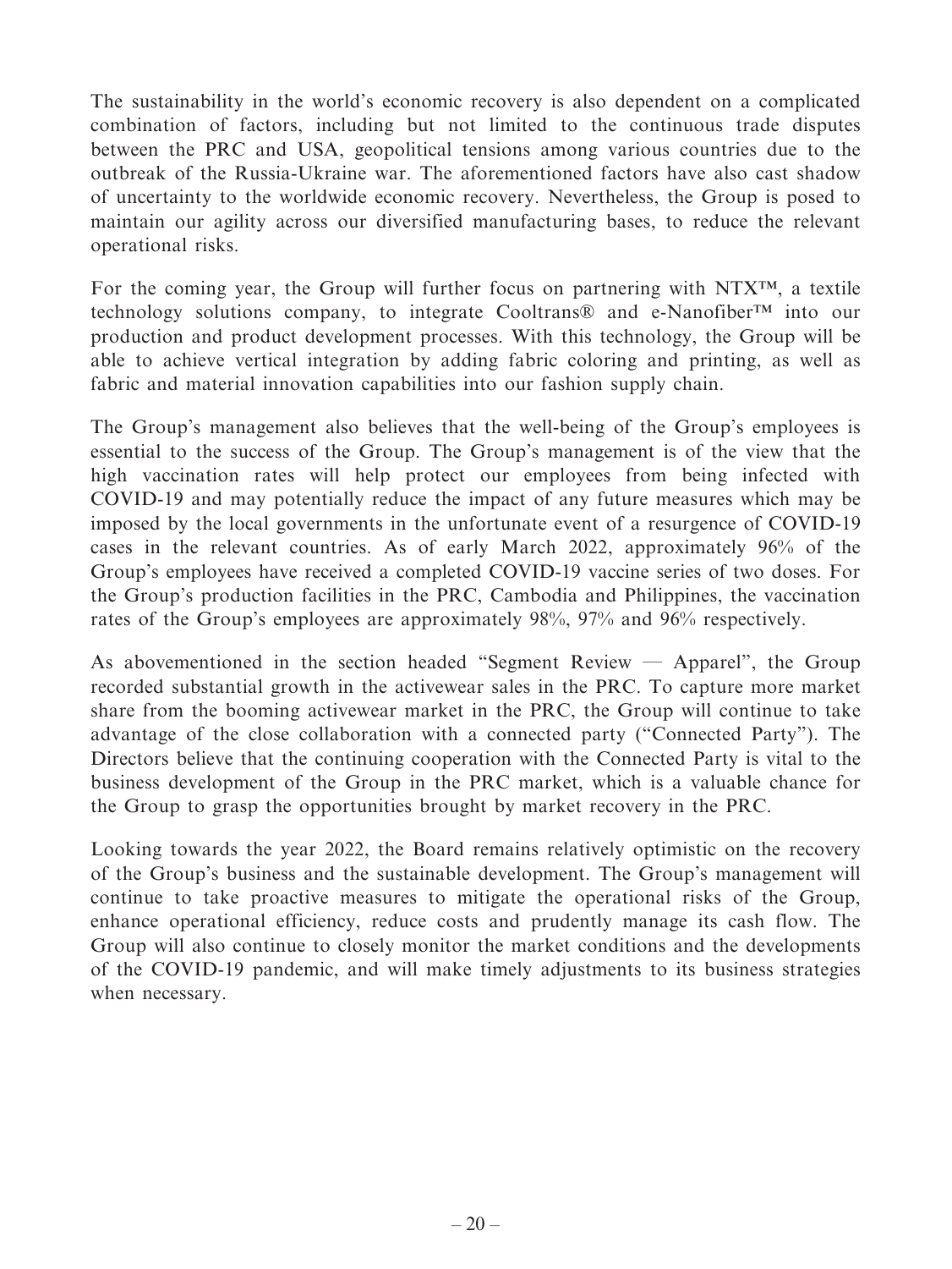The sustainability in the world's economic recovery is also dependent on a complicated combination of factors, including but not limited to the continuous trade disputes between the PRC and USA, geopolitical tensions among various countries due to the outbreak of the Russia-Ukraine war. The aforementioned factors have also cast shadow of uncertainty to the worldwide economic recovery. Nevertheless, the Group is posed to maintain our agility across our diversified manufacturing bases, to reduce the relevant operational risks.

For the coming year, the Group will further focus on partnering with NTX™, a textile technology solutions company, to integrate Cooltrans® and e-Nanofiber™ into our production and product development processes. With this technology, the Group will be able to achieve vertical integration by adding fabric coloring and printing, as well as fabric and material innovation capabilities into our fashion supply chain.

The Group's management also believes that the well-being of the Group's employees is essential to the success of the Group. The Group's management is of the view that the high vaccination rates will help protect our employees from being infected with COVID-19 and may potentially reduce the impact of any future measures which may be imposed by the local governments in the unfortunate event of a resurgence of COVID-19 cases in the relevant countries. As of early March 2022, approximately 96% of the Group's employees have received a completed COVID-19 vaccine series of two doses. For the Group's production facilities in the PRC, Cambodia and Philippines, the vaccination rates of the Group's employees are approximately 98%, 97% and 96% respectively.

As abovementioned in the section headed "Segment Review — Apparel", the Group recorded substantial growth in the activewear sales in the PRC. To capture more market share from the booming activewear market in the PRC, the Group will continue to take advantage of the close collaboration with a connected party ("Connected Party"). The Directors believe that the continuing cooperation with the Connected Party is vital to the business development of the Group in the PRC market, which is a valuable chance for the Group to grasp the opportunities brought by market recovery in the PRC.

Looking towards the year 2022, the Board remains relatively optimistic on the recovery of the Group's business and the sustainable development. The Group's management will continue to take proactive measures to mitigate the operational risks of the Group, enhance operational efficiency, reduce costs and prudently manage its cash flow. The Group will also continue to closely monitor the market conditions and the developments of the COVID-19 pandemic, and will make timely adjustments to its business strategies when necessary.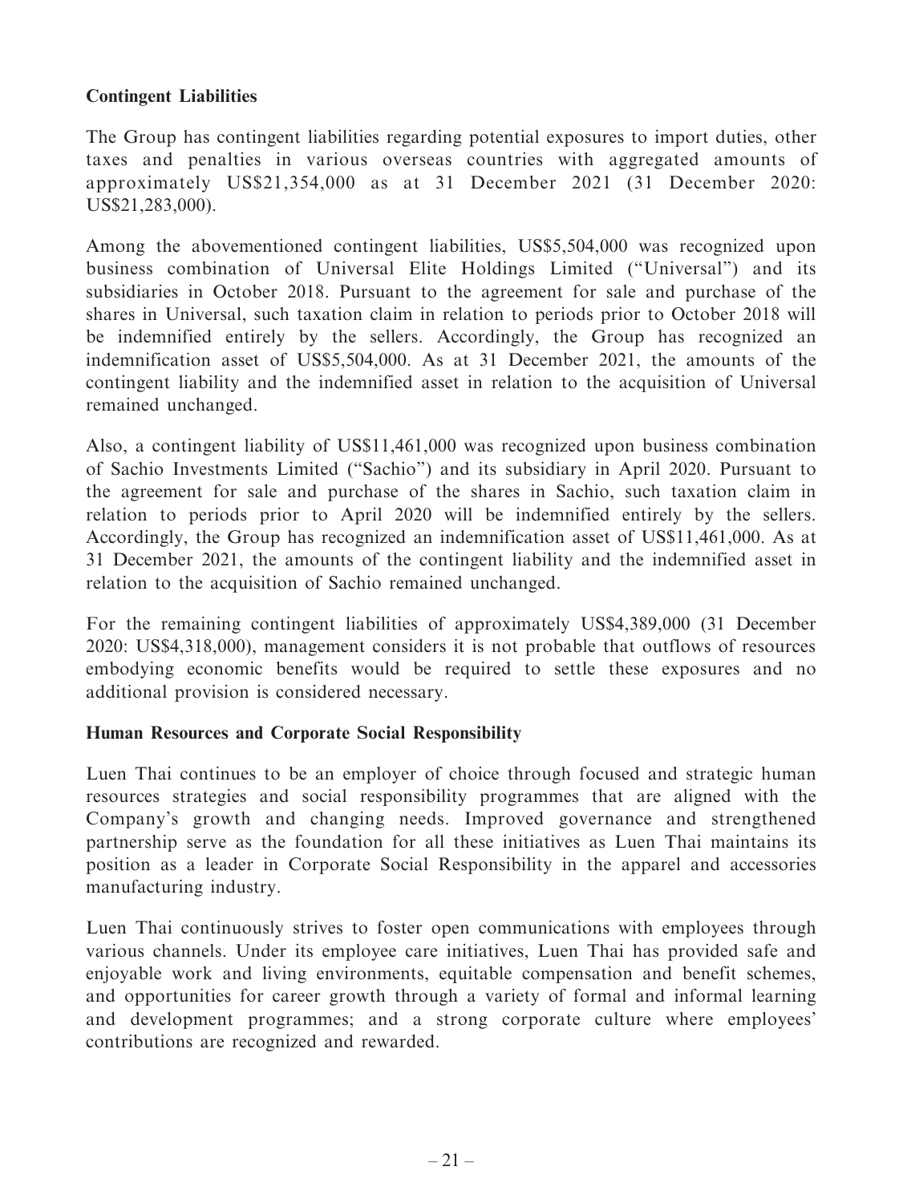**Contingent Liabilities**

The Group has contingent liabilities regarding potential exposures to import duties, other taxes and penalties in various overseas countries with aggregated amounts of approximately US$21,354,000 as at 31 December 2021 (31 December 2020: US$21,283,000).

Among the abovementioned contingent liabilities, US$5,504,000 was recognized upon business combination of Universal Elite Holdings Limited ("Universal") and its subsidiaries in October 2018. Pursuant to the agreement for sale and purchase of the shares in Universal, such taxation claim in relation to periods prior to October 2018 will be indemnified entirely by the sellers. Accordingly, the Group has recognized an indemnification asset of US$5,504,000. As at 31 December 2021, the amounts of the contingent liability and the indemnified asset in relation to the acquisition of Universal remained unchanged.

Also, a contingent liability of US$11,461,000 was recognized upon business combination of Sachio Investments Limited ("Sachio") and its subsidiary in April 2020. Pursuant to the agreement for sale and purchase of the shares in Sachio, such taxation claim in relation to periods prior to April 2020 will be indemnified entirely by the sellers. Accordingly, the Group has recognized an indemnification asset of US$11,461,000. As at 31 December 2021, the amounts of the contingent liability and the indemnified asset in relation to the acquisition of Sachio remained unchanged.

For the remaining contingent liabilities of approximately US$4,389,000 (31 December 2020: US$4,318,000), management considers it is not probable that outflows of resources embodying economic benefits would be required to settle these exposures and no additional provision is considered necessary.

**Human Resources and Corporate Social Responsibility**

Luen Thai continues to be an employer of choice through focused and strategic human resources strategies and social responsibility programmes that are aligned with the Company's growth and changing needs. Improved governance and strengthened partnership serve as the foundation for all these initiatives as Luen Thai maintains its position as a leader in Corporate Social Responsibility in the apparel and accessories manufacturing industry.

Luen Thai continuously strives to foster open communications with employees through various channels. Under its employee care initiatives, Luen Thai has provided safe and enjoyable work and living environments, equitable compensation and benefit schemes, and opportunities for career growth through a variety of formal and informal learning and development programmes; and a strong corporate culture where employees' contributions are recognized and rewarded.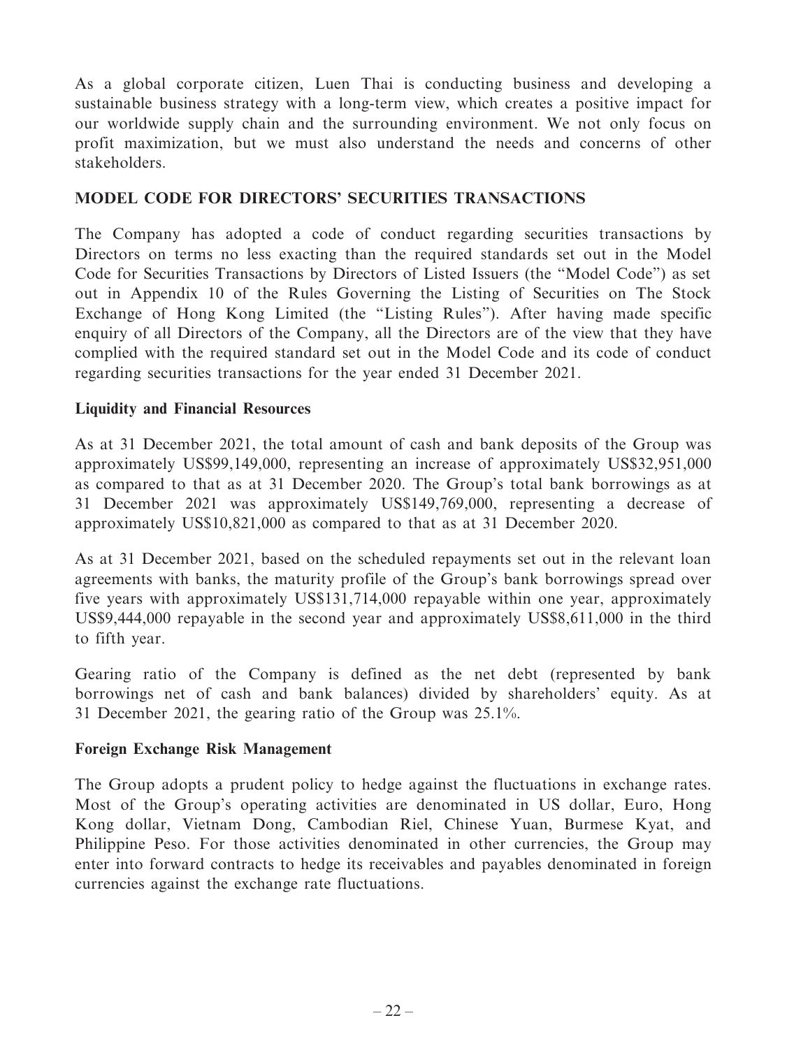As a global corporate citizen, Luen Thai is conducting business and developing a sustainable business strategy with a long-term view, which creates a positive impact for our worldwide supply chain and the surrounding environment. We not only focus on profit maximization, but we must also understand the needs and concerns of other stakeholders.

## MODEL CODE FOR DIRECTORS' SECURITIES TRANSACTIONS

The Company has adopted a code of conduct regarding securities transactions by Directors on terms no less exacting than the required standards set out in the Model Code for Securities Transactions by Directors of Listed Issuers (the "Model Code") as set out in Appendix 10 of the Rules Governing the Listing of Securities on The Stock Exchange of Hong Kong Limited (the "Listing Rules"). After having made specific enquiry of all Directors of the Company, all the Directors are of the view that they have complied with the required standard set out in the Model Code and its code of conduct regarding securities transactions for the year ended 31 December 2021.

### Liquidity and Financial Resources

As at 31 December 2021, the total amount of cash and bank deposits of the Group was approximately US$99,149,000, representing an increase of approximately US$32,951,000 as compared to that as at 31 December 2020. The Group's total bank borrowings as at 31 December 2021 was approximately US$149,769,000, representing a decrease of approximately US$10,821,000 as compared to that as at 31 December 2020.

As at 31 December 2021, based on the scheduled repayments set out in the relevant loan agreements with banks, the maturity profile of the Group's bank borrowings spread over five years with approximately US$131,714,000 repayable within one year, approximately US$9,444,000 repayable in the second year and approximately US$8,611,000 in the third to fifth year.

Gearing ratio of the Company is defined as the net debt (represented by bank borrowings net of cash and bank balances) divided by shareholders' equity. As at 31 December 2021, the gearing ratio of the Group was 25.1%.

### Foreign Exchange Risk Management

The Group adopts a prudent policy to hedge against the fluctuations in exchange rates. Most of the Group's operating activities are denominated in US dollar, Euro, Hong Kong dollar, Vietnam Dong, Cambodian Riel, Chinese Yuan, Burmese Kyat, and Philippine Peso. For those activities denominated in other currencies, the Group may enter into forward contracts to hedge its receivables and payables denominated in foreign currencies against the exchange rate fluctuations.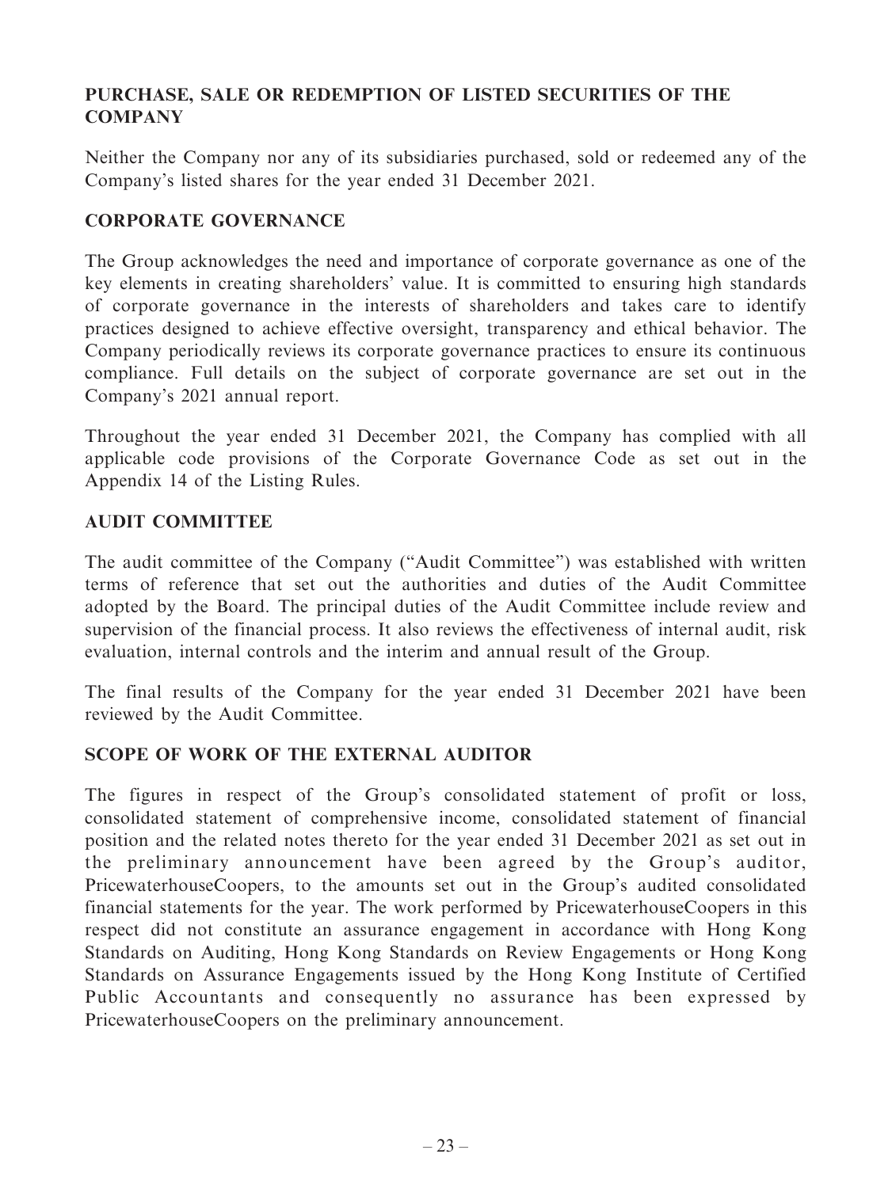## PURCHASE, SALE OR REDEMPTION OF LISTED SECURITIES OF THE COMPANY

Neither the Company nor any of its subsidiaries purchased, sold or redeemed any of the Company's listed shares for the year ended 31 December 2021.

## CORPORATE GOVERNANCE

The Group acknowledges the need and importance of corporate governance as one of the key elements in creating shareholders' value. It is committed to ensuring high standards of corporate governance in the interests of shareholders and takes care to identify practices designed to achieve effective oversight, transparency and ethical behavior. The Company periodically reviews its corporate governance practices to ensure its continuous compliance. Full details on the subject of corporate governance are set out in the Company's 2021 annual report.

Throughout the year ended 31 December 2021, the Company has complied with all applicable code provisions of the Corporate Governance Code as set out in the Appendix 14 of the Listing Rules.

## AUDIT COMMITTEE

The audit committee of the Company ("Audit Committee") was established with written terms of reference that set out the authorities and duties of the Audit Committee adopted by the Board. The principal duties of the Audit Committee include review and supervision of the financial process. It also reviews the effectiveness of internal audit, risk evaluation, internal controls and the interim and annual result of the Group.

The final results of the Company for the year ended 31 December 2021 have been reviewed by the Audit Committee.

## SCOPE OF WORK OF THE EXTERNAL AUDITOR

The figures in respect of the Group's consolidated statement of profit or loss, consolidated statement of comprehensive income, consolidated statement of financial position and the related notes thereto for the year ended 31 December 2021 as set out in the preliminary announcement have been agreed by the Group's auditor, PricewaterhouseCoopers, to the amounts set out in the Group's audited consolidated financial statements for the year. The work performed by PricewaterhouseCoopers in this respect did not constitute an assurance engagement in accordance with Hong Kong Standards on Auditing, Hong Kong Standards on Review Engagements or Hong Kong Standards on Assurance Engagements issued by the Hong Kong Institute of Certified Public Accountants and consequently no assurance has been expressed by PricewaterhouseCoopers on the preliminary announcement.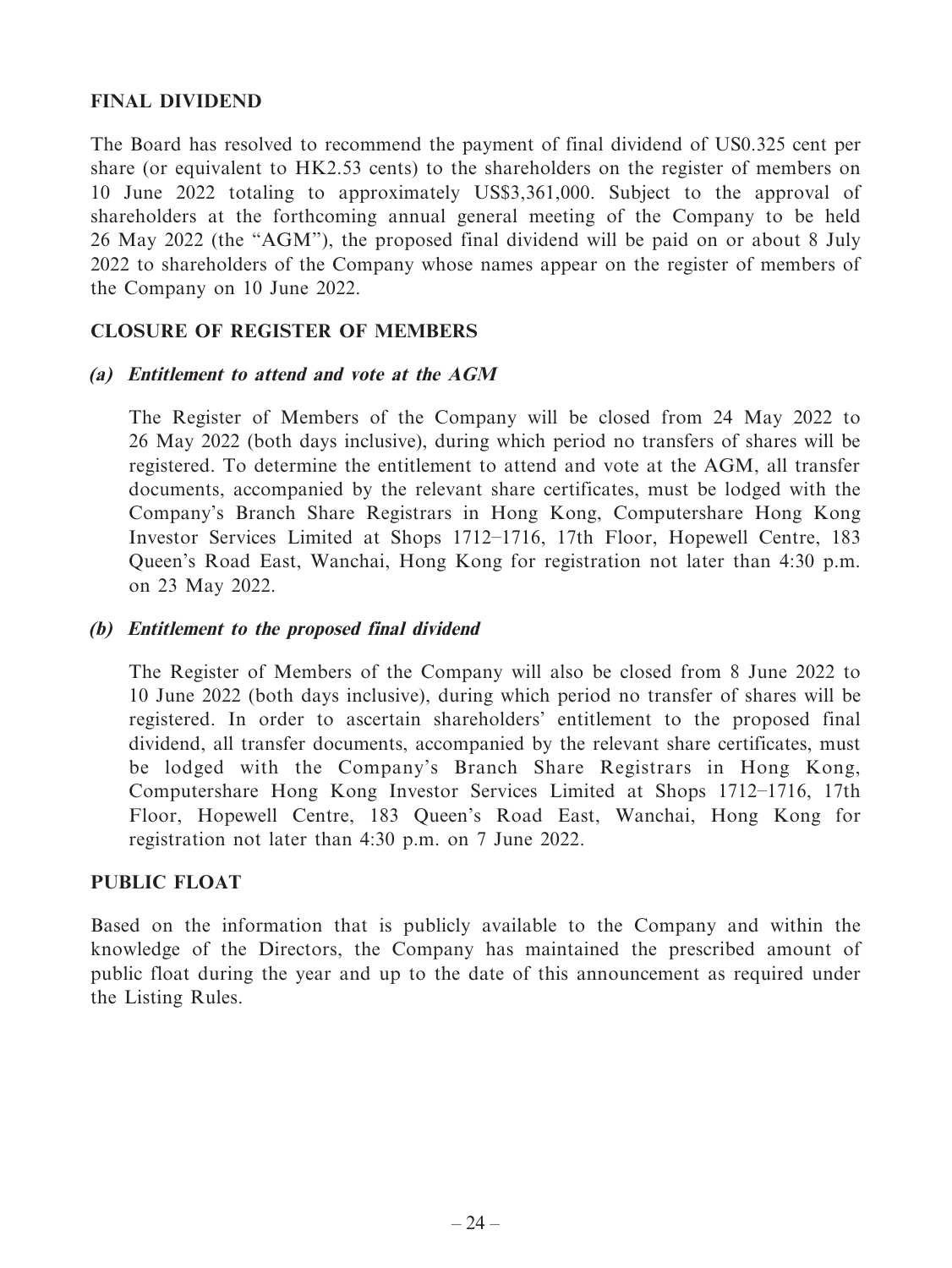## FINAL DIVIDEND

The Board has resolved to recommend the payment of final dividend of US0.325 cent per share (or equivalent to HK2.53 cents) to the shareholders on the register of members on 10 June 2022 totaling to approximately US$3,361,000. Subject to the approval of shareholders at the forthcoming annual general meeting of the Company to be held 26 May 2022 (the "AGM"), the proposed final dividend will be paid on or about 8 July 2022 to shareholders of the Company whose names appear on the register of members of the Company on 10 June 2022.

## CLOSURE OF REGISTER OF MEMBERS

### *(a) Entitlement to attend and vote at the AGM*

The Register of Members of the Company will be closed from 24 May 2022 to 26 May 2022 (both days inclusive), during which period no transfers of shares will be registered. To determine the entitlement to attend and vote at the AGM, all transfer documents, accompanied by the relevant share certificates, must be lodged with the Company's Branch Share Registrars in Hong Kong, Computershare Hong Kong Investor Services Limited at Shops 1712–1716, 17th Floor, Hopewell Centre, 183 Queen's Road East, Wanchai, Hong Kong for registration not later than 4:30 p.m. on 23 May 2022.

### *(b) Entitlement to the proposed final dividend*

The Register of Members of the Company will also be closed from 8 June 2022 to 10 June 2022 (both days inclusive), during which period no transfer of shares will be registered. In order to ascertain shareholders' entitlement to the proposed final dividend, all transfer documents, accompanied by the relevant share certificates, must be lodged with the Company's Branch Share Registrars in Hong Kong, Computershare Hong Kong Investor Services Limited at Shops 1712–1716, 17th Floor, Hopewell Centre, 183 Queen's Road East, Wanchai, Hong Kong for registration not later than 4:30 p.m. on 7 June 2022.

## PUBLIC FLOAT

Based on the information that is publicly available to the Company and within the knowledge of the Directors, the Company has maintained the prescribed amount of public float during the year and up to the date of this announcement as required under the Listing Rules.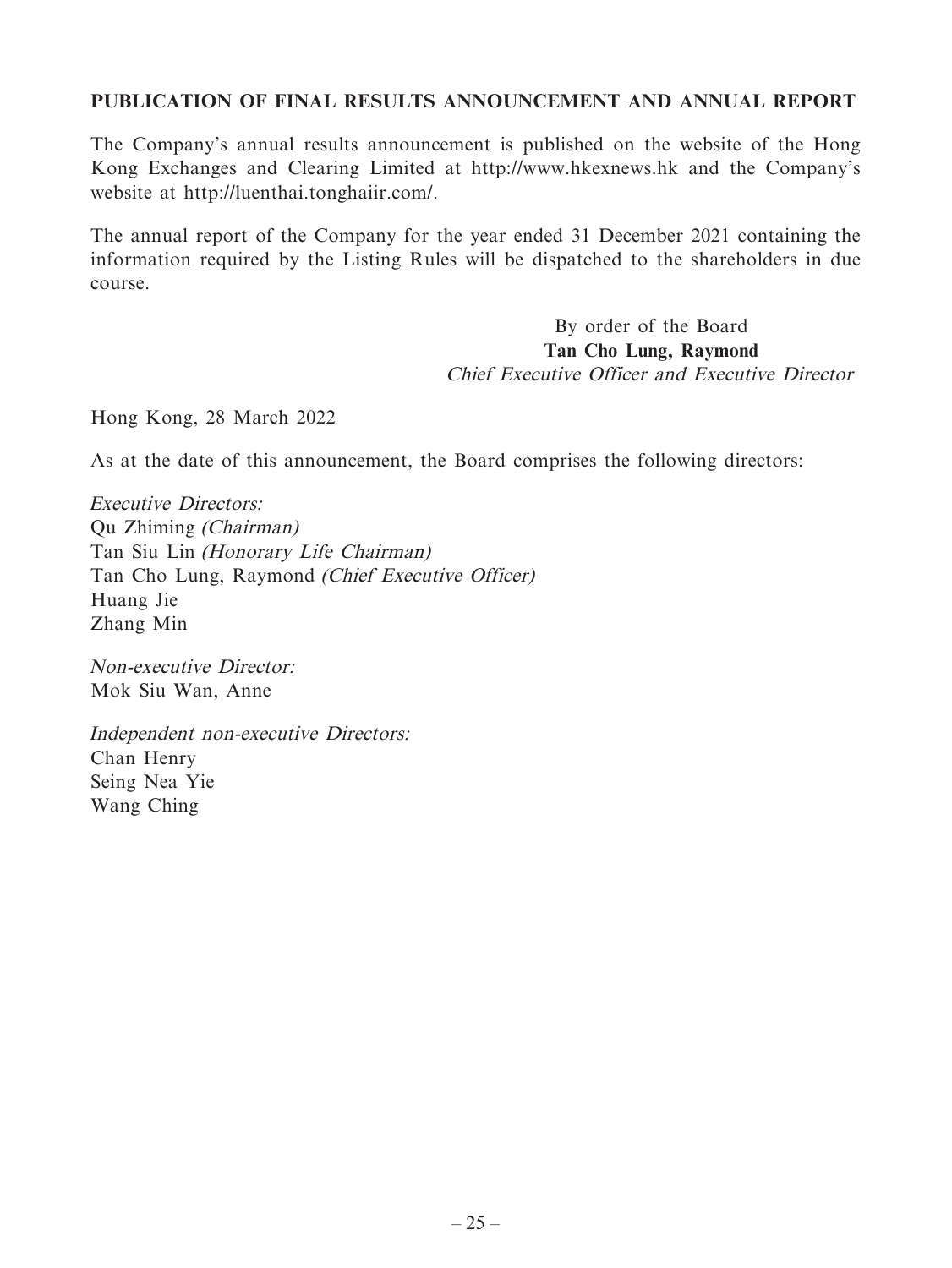## PUBLICATION OF FINAL RESULTS ANNOUNCEMENT AND ANNUAL REPORT

The Company's annual results announcement is published on the website of the Hong Kong Exchanges and Clearing Limited at http://www.hkexnews.hk and the Company's website at http://luenthai.tonghaiir.com/.

The annual report of the Company for the year ended 31 December 2021 containing the information required by the Listing Rules will be dispatched to the shareholders in due course.

By order of the Board
**Tan Cho Lung, Raymond**
*Chief Executive Officer and Executive Director*

Hong Kong, 28 March 2022

As at the date of this announcement, the Board comprises the following directors:

*Executive Directors:*
Qu Zhiming *(Chairman)*
Tan Siu Lin *(Honorary Life Chairman)*
Tan Cho Lung, Raymond *(Chief Executive Officer)*
Huang Jie
Zhang Min

*Non-executive Director:*
Mok Siu Wan, Anne

*Independent non-executive Directors:*
Chan Henry
Seing Nea Yie
Wang Ching